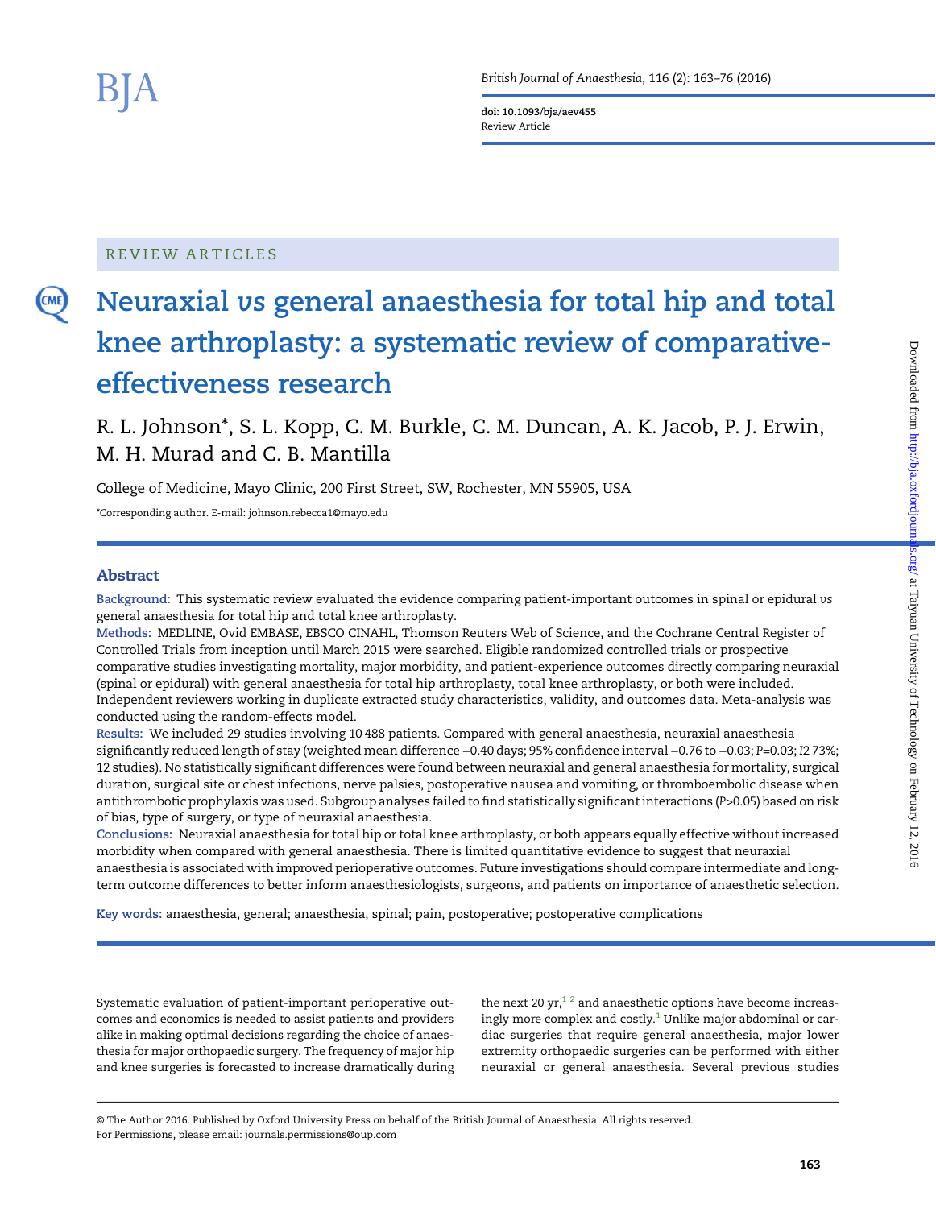REVIEW ARTICLES

# Neuraxial *vs* general anaesthesia for total hip and total knee arthroplasty: a systematic review of comparative-effectiveness research

R. L. Johnson*, S. L. Kopp, C. M. Burkle, C. M. Duncan, A. K. Jacob, P. J. Erwin, M. H. Murad and C. B. Mantilla

College of Medicine, Mayo Clinic, 200 First Street, SW, Rochester, MN 55905, USA

*Corresponding author. E-mail: johnson.rebecca1@mayo.edu

## Abstract

**Background:** This systematic review evaluated the evidence comparing patient-important outcomes in spinal or epidural *vs* general anaesthesia for total hip and total knee arthroplasty.

**Methods:** MEDLINE, Ovid EMBASE, EBSCO CINAHL, Thomson Reuters Web of Science, and the Cochrane Central Register of Controlled Trials from inception until March 2015 were searched. Eligible randomized controlled trials or prospective comparative studies investigating mortality, major morbidity, and patient-experience outcomes directly comparing neuraxial (spinal or epidural) with general anaesthesia for total hip arthroplasty, total knee arthroplasty, or both were included. Independent reviewers working in duplicate extracted study characteristics, validity, and outcomes data. Meta-analysis was conducted using the random-effects model.

**Results:** We included 29 studies involving 10 488 patients. Compared with general anaesthesia, neuraxial anaesthesia significantly reduced length of stay (weighted mean difference −0.40 days; 95% confidence interval −0.76 to −0.03; *P*=0.03; *I*2 73%; 12 studies). No statistically significant differences were found between neuraxial and general anaesthesia for mortality, surgical duration, surgical site or chest infections, nerve palsies, postoperative nausea and vomiting, or thromboembolic disease when antithrombotic prophylaxis was used. Subgroup analyses failed to find statistically significant interactions (*P*>0.05) based on risk of bias, type of surgery, or type of neuraxial anaesthesia.

**Conclusions:** Neuraxial anaesthesia for total hip or total knee arthroplasty, or both appears equally effective without increased morbidity when compared with general anaesthesia. There is limited quantitative evidence to suggest that neuraxial anaesthesia is associated with improved perioperative outcomes. Future investigations should compare intermediate and long-term outcome differences to better inform anaesthesiologists, surgeons, and patients on importance of anaesthetic selection.

**Key words:** anaesthesia, general; anaesthesia, spinal; pain, postoperative; postoperative complications

Systematic evaluation of patient-important perioperative outcomes and economics is needed to assist patients and providers alike in making optimal decisions regarding the choice of anaesthesia for major orthopaedic surgery. The frequency of major hip and knee surgeries is forecasted to increase dramatically during the next 20 yr,[1 2] and anaesthetic options have become increasingly more complex and costly.[1] Unlike major abdominal or cardiac surgeries that require general anaesthesia, major lower extremity orthopaedic surgeries can be performed with either neuraxial or general anaesthesia. Several previous studies

© The Author 2016. Published by Oxford University Press on behalf of the British Journal of Anaesthesia. All rights reserved.
For Permissions, please email: journals.permissions@oup.com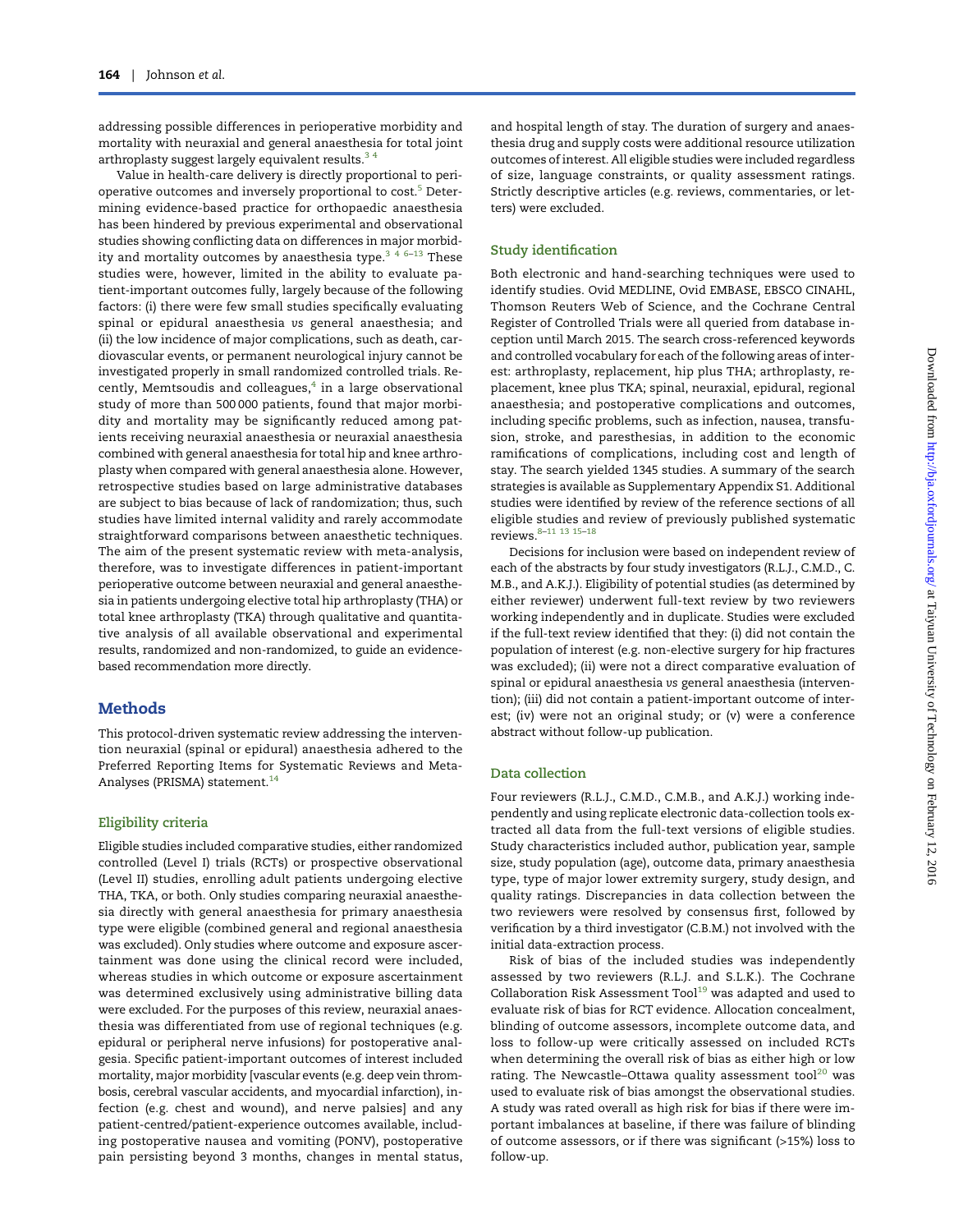addressing possible differences in perioperative morbidity and mortality with neuraxial and general anaesthesia for total joint arthroplasty suggest largely equivalent results.[3 4]

Value in health-care delivery is directly proportional to perioperative outcomes and inversely proportional to cost.[5] Determining evidence-based practice for orthopaedic anaesthesia has been hindered by previous experimental and observational studies showing conflicting data on differences in major morbidity and mortality outcomes by anaesthesia type.[3 4 6–13] These studies were, however, limited in the ability to evaluate patient-important outcomes fully, largely because of the following factors: (i) there were few small studies specifically evaluating spinal or epidural anaesthesia *vs* general anaesthesia; and (ii) the low incidence of major complications, such as death, cardiovascular events, or permanent neurological injury cannot be investigated properly in small randomized controlled trials. Recently, Memtsoudis and colleagues,[4] in a large observational study of more than 500 000 patients, found that major morbidity and mortality may be significantly reduced among patients receiving neuraxial anaesthesia or neuraxial anaesthesia combined with general anaesthesia for total hip and knee arthroplasty when compared with general anaesthesia alone. However, retrospective studies based on large administrative databases are subject to bias because of lack of randomization; thus, such studies have limited internal validity and rarely accommodate straightforward comparisons between anaesthetic techniques. The aim of the present systematic review with meta-analysis, therefore, was to investigate differences in patient-important perioperative outcome between neuraxial and general anaesthesia in patients undergoing elective total hip arthroplasty (THA) or total knee arthroplasty (TKA) through qualitative and quantitative analysis of all available observational and experimental results, randomized and non-randomized, to guide an evidence-based recommendation more directly.

## Methods

This protocol-driven systematic review addressing the intervention neuraxial (spinal or epidural) anaesthesia adhered to the Preferred Reporting Items for Systematic Reviews and Meta-Analyses (PRISMA) statement.[14]

### Eligibility criteria

Eligible studies included comparative studies, either randomized controlled (Level I) trials (RCTs) or prospective observational (Level II) studies, enrolling adult patients undergoing elective THA, TKA, or both. Only studies comparing neuraxial anaesthesia directly with general anaesthesia for primary anaesthesia type were eligible (combined general and regional anaesthesia was excluded). Only studies where outcome and exposure ascertainment was done using the clinical record were included, whereas studies in which outcome or exposure ascertainment was determined exclusively using administrative billing data were excluded. For the purposes of this review, neuraxial anaesthesia was differentiated from use of regional techniques (e.g. epidural or peripheral nerve infusions) for postoperative analgesia. Specific patient-important outcomes of interest included mortality, major morbidity [vascular events (e.g. deep vein thrombosis, cerebral vascular accidents, and myocardial infarction), infection (e.g. chest and wound), and nerve palsies] and any patient-centred/patient-experience outcomes available, including postoperative nausea and vomiting (PONV), postoperative pain persisting beyond 3 months, changes in mental status, and hospital length of stay. The duration of surgery and anaesthesia drug and supply costs were additional resource utilization outcomes of interest. All eligible studies were included regardless of size, language constraints, or quality assessment ratings. Strictly descriptive articles (e.g. reviews, commentaries, or letters) were excluded.

### Study identification

Both electronic and hand-searching techniques were used to identify studies. Ovid MEDLINE, Ovid EMBASE, EBSCO CINAHL, Thomson Reuters Web of Science, and the Cochrane Central Register of Controlled Trials were all queried from database inception until March 2015. The search cross-referenced keywords and controlled vocabulary for each of the following areas of interest: arthroplasty, replacement, hip plus THA; arthroplasty, replacement, knee plus TKA; spinal, neuraxial, epidural, regional anaesthesia; and postoperative complications and outcomes, including specific problems, such as infection, nausea, transfusion, stroke, and paresthesias, in addition to the economic ramifications of complications, including cost and length of stay. The search yielded 1345 studies. A summary of the search strategies is available as Supplementary Appendix S1. Additional studies were identified by review of the reference sections of all eligible studies and review of previously published systematic reviews.[8–11 13 15–18]

Decisions for inclusion were based on independent review of each of the abstracts by four study investigators (R.L.J., C.M.D., C.M.B., and A.K.J.). Eligibility of potential studies (as determined by either reviewer) underwent full-text review by two reviewers working independently and in duplicate. Studies were excluded if the full-text review identified that they: (i) did not contain the population of interest (e.g. non-elective surgery for hip fractures was excluded); (ii) were not a direct comparative evaluation of spinal or epidural anaesthesia *vs* general anaesthesia (intervention); (iii) did not contain a patient-important outcome of interest; (iv) were not an original study; or (v) were a conference abstract without follow-up publication.

### Data collection

Four reviewers (R.L.J., C.M.D., C.M.B., and A.K.J.) working independently and using replicate electronic data-collection tools extracted all data from the full-text versions of eligible studies. Study characteristics included author, publication year, sample size, study population (age), outcome data, primary anaesthesia type, type of major lower extremity surgery, study design, and quality ratings. Discrepancies in data collection between the two reviewers were resolved by consensus first, followed by verification by a third investigator (C.B.M.) not involved with the initial data-extraction process.

Risk of bias of the included studies was independently assessed by two reviewers (R.L.J. and S.L.K.). The Cochrane Collaboration Risk Assessment Tool[19] was adapted and used to evaluate risk of bias for RCT evidence. Allocation concealment, blinding of outcome assessors, incomplete outcome data, and loss to follow-up were critically assessed on included RCTs when determining the overall risk of bias as either high or low rating. The Newcastle–Ottawa quality assessment tool[20] was used to evaluate risk of bias amongst the observational studies. A study was rated overall as high risk for bias if there were important imbalances at baseline, if there was failure of blinding of outcome assessors, or if there was significant (>15%) loss to follow-up.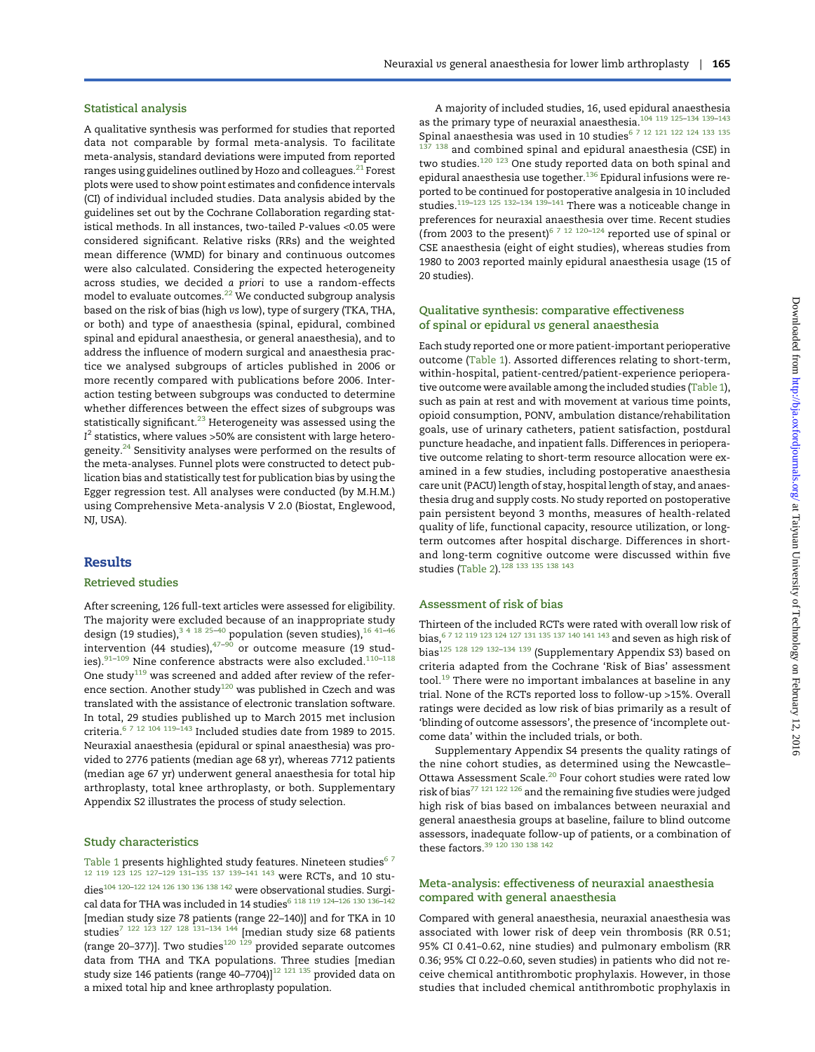### Statistical analysis

A qualitative synthesis was performed for studies that reported data not comparable by formal meta-analysis. To facilitate meta-analysis, standard deviations were imputed from reported ranges using guidelines outlined by Hozo and colleagues.[21] Forest plots were used to show point estimates and confidence intervals (CI) of individual included studies. Data analysis abided by the guidelines set out by the Cochrane Collaboration regarding statistical methods. In all instances, two-tailed P-values <0.05 were considered significant. Relative risks (RRs) and the weighted mean difference (WMD) for binary and continuous outcomes were also calculated. Considering the expected heterogeneity across studies, we decided *a priori* to use a random-effects model to evaluate outcomes.[22] We conducted subgroup analysis based on the risk of bias (high *vs* low), type of surgery (TKA, THA, or both) and type of anaesthesia (spinal, epidural, combined spinal and epidural anaesthesia, or general anaesthesia), and to address the influence of modern surgical and anaesthesia practice we analysed subgroups of articles published in 2006 or more recently compared with publications before 2006. Interaction testing between subgroups was conducted to determine whether differences between the effect sizes of subgroups was statistically significant.[23] Heterogeneity was assessed using the $I^2$ statistics, where values >50% are consistent with large heterogeneity.[24] Sensitivity analyses were performed on the results of the meta-analyses. Funnel plots were constructed to detect publication bias and statistically test for publication bias by using the Egger regression test. All analyses were conducted (by M.H.M.) using Comprehensive Meta-analysis V 2.0 (Biostat, Englewood, NJ, USA).

## Results

### Retrieved studies

After screening, 126 full-text articles were assessed for eligibility. The majority were excluded because of an inappropriate study design (19 studies),[3 4 18 25–40] population (seven studies),[16 41–46] intervention (44 studies),[47–90] or outcome measure (19 studies).[91–109] Nine conference abstracts were also excluded.[110–118] One study[119] was screened and added after review of the reference section. Another study[120] was published in Czech and was translated with the assistance of electronic translation software. In total, 29 studies published up to March 2015 met inclusion criteria.[6 7 12 104 119–143] Included studies date from 1989 to 2015. Neuraxial anaesthesia (epidural or spinal anaesthesia) was provided to 2776 patients (median age 68 yr), whereas 7712 patients (median age 67 yr) underwent general anaesthesia for total hip arthroplasty, total knee arthroplasty, or both. Supplementary Appendix S2 illustrates the process of study selection.

### Study characteristics

Table 1 presents highlighted study features. Nineteen studies[6 7 12 119 123 125 127–129 131–135 137 139–141 143] were RCTs, and 10 studies[104 120–122 124 126 130 136 138 142] were observational studies. Surgical data for THA was included in 14 studies[6 118 119 124–126 130 136–142] [median study size 78 patients (range 22–140)] and for TKA in 10 studies[7 122 123 127 128 131–134 144] [median study size 68 patients (range 20–377)]. Two studies[120 129] provided separate outcomes data from THA and TKA populations. Three studies [median study size 146 patients (range 40–7704)][12 121 135] provided data on a mixed total hip and knee arthroplasty population.

A majority of included studies, 16, used epidural anaesthesia as the primary type of neuraxial anaesthesia.[104 119 125–134 139–143] Spinal anaesthesia was used in 10 studies[6 7 12 121 122 124 133 135 137 138] and combined spinal and epidural anaesthesia (CSE) in two studies.[120 123] One study reported data on both spinal and epidural anaesthesia use together.[136] Epidural infusions were reported to be continued for postoperative analgesia in 10 included studies.[119–123 125 132–134 139–141] There was a noticeable change in preferences for neuraxial anaesthesia over time. Recent studies (from 2003 to the present)[6 7 12 120–124] reported use of spinal or CSE anaesthesia (eight of eight studies), whereas studies from 1980 to 2003 reported mainly epidural anaesthesia usage (15 of 20 studies).

### Qualitative synthesis: comparative effectiveness of spinal or epidural *vs* general anaesthesia

Each study reported one or more patient-important perioperative outcome (Table 1). Assorted differences relating to short-term, within-hospital, patient-centred/patient-experience perioperative outcome were available among the included studies (Table 1), such as pain at rest and with movement at various time points, opioid consumption, PONV, ambulation distance/rehabilitation goals, use of urinary catheters, patient satisfaction, postdural puncture headache, and inpatient falls. Differences in perioperative outcome relating to short-term resource allocation were examined in a few studies, including postoperative anaesthesia care unit (PACU) length of stay, hospital length of stay, and anaesthesia drug and supply costs. No study reported on postoperative pain persistent beyond 3 months, measures of health-related quality of life, functional capacity, resource utilization, or long-term outcomes after hospital discharge. Differences in short- and long-term cognitive outcome were discussed within five studies (Table 2).[128 133 135 138 143]

### Assessment of risk of bias

Thirteen of the included RCTs were rated with overall low risk of bias,[6 7 12 119 123 124 127 131 135 137 140 141 143] and seven as high risk of bias[125 128 129 132–134 139] (Supplementary Appendix S3) based on criteria adapted from the Cochrane 'Risk of Bias' assessment tool.[19] There were no important imbalances at baseline in any trial. None of the RCTs reported loss to follow-up >15%. Overall ratings were decided as low risk of bias primarily as a result of 'blinding of outcome assessors', the presence of 'incomplete outcome data' within the included trials, or both.

Supplementary Appendix S4 presents the quality ratings of the nine cohort studies, as determined using the Newcastle–Ottawa Assessment Scale.[20] Four cohort studies were rated low risk of bias[77 121 122 126] and the remaining five studies were judged high risk of bias based on imbalances between neuraxial and general anaesthesia groups at baseline, failure to blind outcome assessors, inadequate follow-up of patients, or a combination of these factors.[39 120 130 138 142]

### Meta-analysis: effectiveness of neuraxial anaesthesia compared with general anaesthesia

Compared with general anaesthesia, neuraxial anaesthesia was associated with lower risk of deep vein thrombosis (RR 0.51; 95% CI 0.41–0.62, nine studies) and pulmonary embolism (RR 0.36; 95% CI 0.22–0.60, seven studies) in patients who did not receive chemical antithrombotic prophylaxis. However, in those studies that included chemical antithrombotic prophylaxis in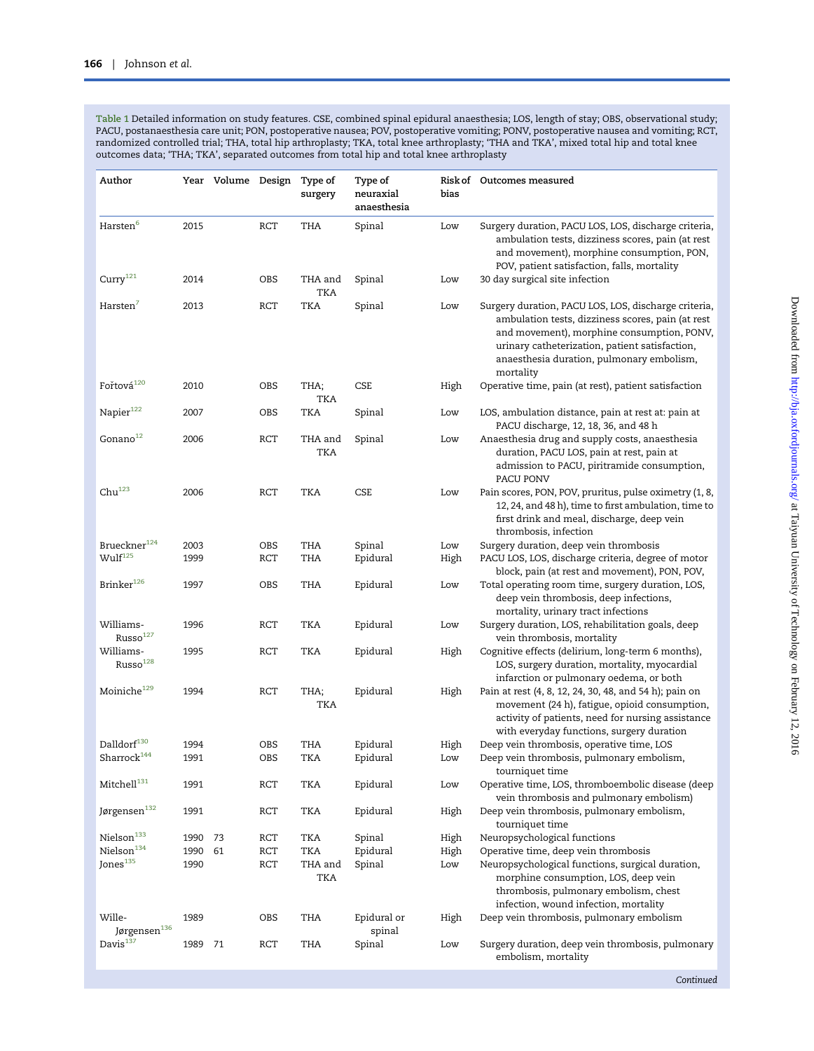Table 1 Detailed information on study features. CSE, combined spinal epidural anaesthesia; LOS, length of stay; OBS, observational study; PACU, postanaesthesia care unit; PON, postoperative nausea; POV, postoperative vomiting; PONV, postoperative nausea and vomiting; RCT, randomized controlled trial; THA, total hip arthroplasty; TKA, total knee arthroplasty; 'THA and TKA', mixed total hip and total knee outcomes data; 'THA; TKA', separated outcomes from total hip and total knee arthroplasty

| Author | Year | Volume | Design | Type of surgery | Type of neuraxial anaesthesia | Risk of bias | Outcomes measured |
|---|---|---|---|---|---|---|---|
| Harsten[6] | 2015 | | RCT | THA | Spinal | Low | Surgery duration, PACU LOS, LOS, discharge criteria, ambulation tests, dizziness scores, pain (at rest and movement), morphine consumption, PON, POV, patient satisfaction, falls, mortality |
| Curry[121] | 2014 | | OBS | THA and TKA | Spinal | Low | 30 day surgical site infection |
| Harsten[7] | 2013 | | RCT | TKA | Spinal | Low | Surgery duration, PACU LOS, LOS, discharge criteria, ambulation tests, dizziness scores, pain (at rest and movement), morphine consumption, PONV, urinary catheterization, patient satisfaction, anaesthesia duration, pulmonary embolism, mortality |
| Fořtová[120] | 2010 | | OBS | THA; TKA | CSE | High | Operative time, pain (at rest), patient satisfaction |
| Napier[122] | 2007 | | OBS | TKA | Spinal | Low | LOS, ambulation distance, pain at rest at: pain at PACU discharge, 12, 18, 36, and 48 h |
| Gonano[12] | 2006 | | RCT | THA and TKA | Spinal | Low | Anaesthesia drug and supply costs, anaesthesia duration, PACU LOS, pain at rest, pain at admission to PACU, piritramide consumption, PACU PONV |
| Chu[123] | 2006 | | RCT | TKA | CSE | Low | Pain scores, PON, POV, pruritus, pulse oximetry (1, 8, 12, 24, and 48 h), time to first ambulation, time to first drink and meal, discharge, deep vein thrombosis, infection |
| Brueckner[124] | 2003 | | OBS | THA | Spinal | Low | Surgery duration, deep vein thrombosis |
| Wulf[125] | 1999 | | RCT | THA | Epidural | High | PACU LOS, LOS, discharge criteria, degree of motor block, pain (at rest and movement), PON, POV, |
| Brinker[126] | 1997 | | OBS | THA | Epidural | Low | Total operating room time, surgery duration, LOS, deep vein thrombosis, deep infections, mortality, urinary tract infections |
| Williams-Russo[127] | 1996 | | RCT | TKA | Epidural | Low | Surgery duration, LOS, rehabilitation goals, deep vein thrombosis, mortality |
| Williams-Russo[128] | 1995 | | RCT | TKA | Epidural | High | Cognitive effects (delirium, long-term 6 months), LOS, surgery duration, mortality, myocardial infarction or pulmonary oedema, or both |
| Moiniche[129] | 1994 | | RCT | THA; TKA | Epidural | High | Pain at rest (4, 8, 12, 24, 30, 48, and 54 h); pain on movement (24 h), fatigue, opioid consumption, activity of patients, need for nursing assistance with everyday functions, surgery duration |
| Dalldorf[130] | 1994 | | OBS | THA | Epidural | High | Deep vein thrombosis, operative time, LOS |
| Sharrock[144] | 1991 | | OBS | TKA | Epidural | Low | Deep vein thrombosis, pulmonary embolism, tourniquet time |
| Mitchell[131] | 1991 | | RCT | TKA | Epidural | Low | Operative time, LOS, thromboembolic disease (deep vein thrombosis and pulmonary embolism) |
| Jørgensen[132] | 1991 | | RCT | TKA | Epidural | High | Deep vein thrombosis, pulmonary embolism, tourniquet time |
| Nielson[133] | 1990 | 73 | RCT | TKA | Spinal | High | Neuropsychological functions |
| Nielson[134] | 1990 | 61 | RCT | TKA | Epidural | High | Operative time, deep vein thrombosis |
| Jones[135] | 1990 | | RCT | THA and TKA | Spinal | Low | Neuropsychological functions, surgical duration, morphine consumption, LOS, deep vein thrombosis, pulmonary embolism, chest infection, wound infection, mortality |
| Wille-Jørgensen[136] | 1989 | | OBS | THA | Epidural or spinal | High | Deep vein thrombosis, pulmonary embolism |
| Davis[137] | 1989 | 71 | RCT | THA | Spinal | Low | Surgery duration, deep vein thrombosis, pulmonary embolism, mortality |

*Continued*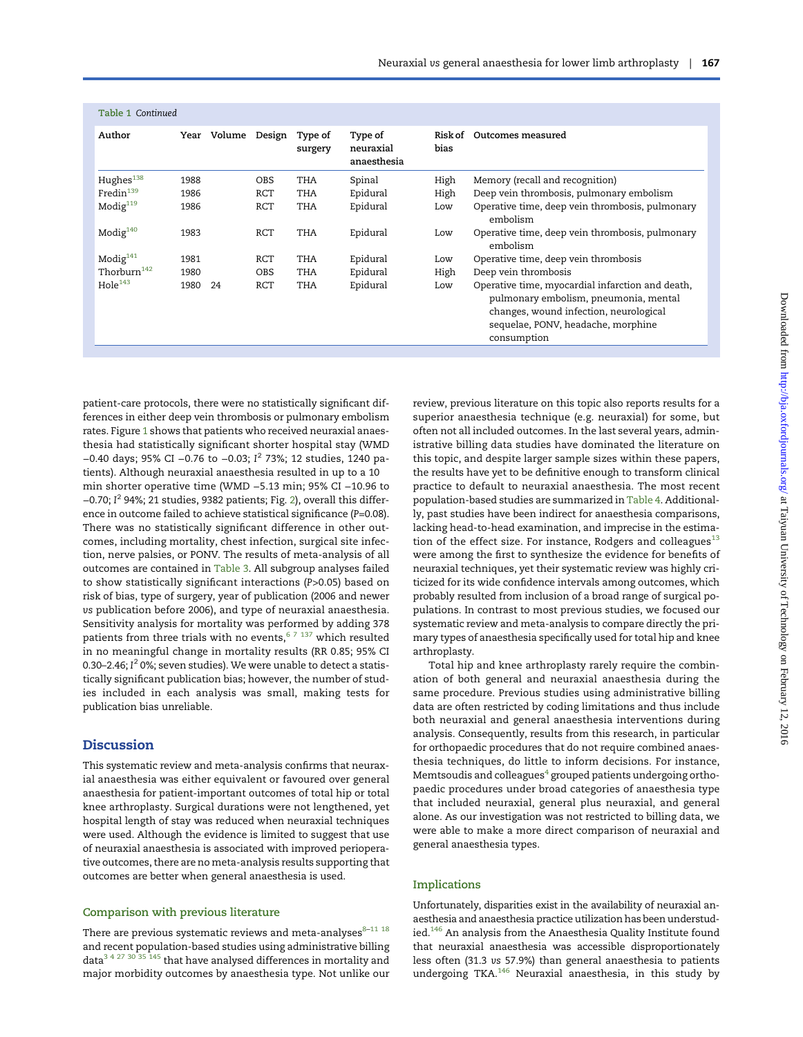**Table 1** *Continued*

| Author | Year | Volume | Design | Type of surgery | Type of neuraxial anaesthesia | Risk of bias | Outcomes measured |
|---|---|---|---|---|---|---|---|
| Hughes[138] | 1988 | | OBS | THA | Spinal | High | Memory (recall and recognition) |
| Fredin[139] | 1986 | | RCT | THA | Epidural | High | Deep vein thrombosis, pulmonary embolism |
| Modig[119] | 1986 | | RCT | THA | Epidural | Low | Operative time, deep vein thrombosis, pulmonary embolism |
| Modig[140] | 1983 | | RCT | THA | Epidural | Low | Operative time, deep vein thrombosis, pulmonary embolism |
| Modig[141] | 1981 | | RCT | THA | Epidural | Low | Operative time, deep vein thrombosis |
| Thorburn[142] | 1980 | | OBS | THA | Epidural | High | Deep vein thrombosis |
| Hole[143] | 1980 | 24 | RCT | THA | Epidural | Low | Operative time, myocardial infarction and death, pulmonary embolism, pneumonia, mental changes, wound infection, neurological sequelae, PONV, headache, morphine consumption |

patient-care protocols, there were no statistically significant differences in either deep vein thrombosis or pulmonary embolism rates. Figure 1 shows that patients who received neuraxial anaesthesia had statistically significant shorter hospital stay (WMD −0.40 days; 95% CI −0.76 to −0.03; $I^2$ 73%; 12 studies, 1240 patients). Although neuraxial anaesthesia resulted in up to a 10 min shorter operative time (WMD −5.13 min; 95% CI −10.96 to −0.70; $I^2$ 94%; 21 studies, 9382 patients; Fig. 2), overall this difference in outcome failed to achieve statistical significance ($P$=0.08). There was no statistically significant difference in other outcomes, including mortality, chest infection, surgical site infection, nerve palsies, or PONV. The results of meta-analysis of all outcomes are contained in Table 3. All subgroup analyses failed to show statistically significant interactions ($P$>0.05) based on risk of bias, type of surgery, year of publication (2006 and newer *vs* publication before 2006), and type of neuraxial anaesthesia. Sensitivity analysis for mortality was performed by adding 378 patients from three trials with no events,[6 7 137] which resulted in no meaningful change in mortality results (RR 0.85; 95% CI 0.30–2.46; $I^2$ 0%; seven studies). We were unable to detect a statistically significant publication bias; however, the number of studies included in each analysis was small, making tests for publication bias unreliable.

## Discussion

This systematic review and meta-analysis confirms that neuraxial anaesthesia was either equivalent or favoured over general anaesthesia for patient-important outcomes of total hip or total knee arthroplasty. Surgical durations were not lengthened, yet hospital length of stay was reduced when neuraxial techniques were used. Although the evidence is limited to suggest that use of neuraxial anaesthesia is associated with improved perioperative outcomes, there are no meta-analysis results supporting that outcomes are better when general anaesthesia is used.

### Comparison with previous literature

There are previous systematic reviews and meta-analyses[8–11 18] and recent population-based studies using administrative billing data[3 4 27 30 35 145] that have analysed differences in mortality and major morbidity outcomes by anaesthesia type. Not unlike our review, previous literature on this topic also reports results for a superior anaesthesia technique (e.g. neuraxial) for some, but often not all included outcomes. In the last several years, administrative billing data studies have dominated the literature on this topic, and despite larger sample sizes within these papers, the results have yet to be definitive enough to transform clinical practice to default to neuraxial anaesthesia. The most recent population-based studies are summarized in Table 4. Additionally, past studies have been indirect for anaesthesia comparisons, lacking head-to-head examination, and imprecise in the estimation of the effect size. For instance, Rodgers and colleagues[13] were among the first to synthesize the evidence for benefits of neuraxial techniques, yet their systematic review was highly criticized for its wide confidence intervals among outcomes, which probably resulted from inclusion of a broad range of surgical populations. In contrast to most previous studies, we focused our systematic review and meta-analysis to compare directly the primary types of anaesthesia specifically used for total hip and knee arthroplasty.

Total hip and knee arthroplasty rarely require the combination of both general and neuraxial anaesthesia during the same procedure. Previous studies using administrative billing data are often restricted by coding limitations and thus include both neuraxial and general anaesthesia interventions during analysis. Consequently, results from this research, in particular for orthopaedic procedures that do not require combined anaesthesia techniques, do little to inform decisions. For instance, Memtsoudis and colleagues[4] grouped patients undergoing orthopaedic procedures under broad categories of anaesthesia type that included neuraxial, general plus neuraxial, and general alone. As our investigation was not restricted to billing data, we were able to make a more direct comparison of neuraxial and general anaesthesia types.

### Implications

Unfortunately, disparities exist in the availability of neuraxial anaesthesia and anaesthesia practice utilization has been understudied.[146] An analysis from the Anaesthesia Quality Institute found that neuraxial anaesthesia was accessible disproportionately less often (31.3 *vs* 57.9%) than general anaesthesia to patients undergoing TKA.[146] Neuraxial anaesthesia, in this study by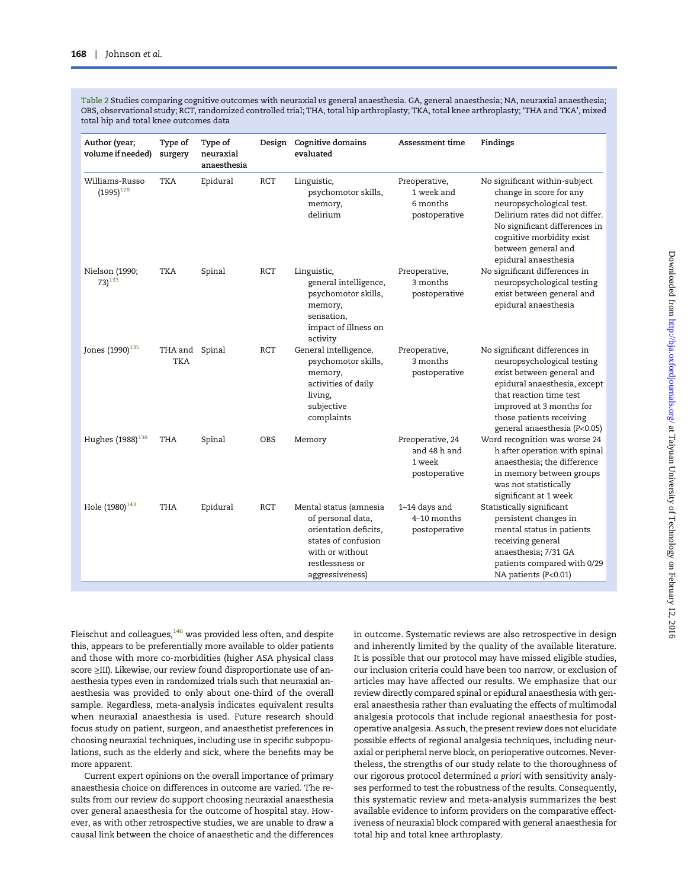Table 2 Studies comparing cognitive outcomes with neuraxial *vs* general anaesthesia. GA, general anaesthesia; NA, neuraxial anaesthesia; OBS, observational study; RCT, randomized controlled trial; THA, total hip arthroplasty; TKA, total knee arthroplasty; 'THA and TKA', mixed total hip and total knee outcomes data

| Author (year; volume if needed) | Type of surgery | Type of neuraxial anaesthesia | Design | Cognitive domains evaluated | Assessment time | Findings |
|---|---|---|---|---|---|---|
| Williams-Russo (1995)[128] | TKA | Epidural | RCT | Linguistic, psychomotor skills, memory, delirium | Preoperative, 1 week and 6 months postoperative | No significant within-subject change in score for any neuropsychological test. Delirium rates did not differ. No significant differences in cognitive morbidity exist between general and epidural anaesthesia |
| Nielson (1990; 73)[133] | TKA | Spinal | RCT | Linguistic, general intelligence, psychomotor skills, memory, sensation, impact of illness on activity | Preoperative, 3 months postoperative | No significant differences in neuropsychological testing exist between general and epidural anaesthesia |
| Jones (1990)[135] | THA and TKA | Spinal | RCT | General intelligence, psychomotor skills, memory, activities of daily living, subjective complaints | Preoperative, 3 months postoperative | No significant differences in neuropsychological testing exist between general and epidural anaesthesia, except that reaction time test improved at 3 months for those patients receiving general anaesthesia ($P<0.05$) |
| Hughes (1988)[138] | THA | Spinal | OBS | Memory | Preoperative, 24 and 48 h and 1 week postoperative | Word recognition was worse 24 h after operation with spinal anaesthesia; the difference in memory between groups was not statistically significant at 1 week |
| Hole (1980)[143] | THA | Epidural | RCT | Mental status (amnesia of personal data, orientation deficits, states of confusion with or without restlessness or aggressiveness) | 1–14 days and 4–10 months postoperative | Statistically significant persistent changes in mental status in patients receiving general anaesthesia; 7/31 GA patients compared with 0/29 NA patients ($P<0.01$) |

Fleischut and colleagues,[146] was provided less often, and despite this, appears to be preferentially more available to older patients and those with more co-morbidities (higher ASA physical class score ≥III). Likewise, our review found disproportionate use of anaesthesia types even in randomized trials such that neuraxial anaesthesia was provided to only about one-third of the overall sample. Regardless, meta-analysis indicates equivalent results when neuraxial anaesthesia is used. Future research should focus study on patient, surgeon, and anaesthetist preferences in choosing neuraxial techniques, including use in specific subpopulations, such as the elderly and sick, where the benefits may be more apparent.

Current expert opinions on the overall importance of primary anaesthesia choice on differences in outcome are varied. The results from our review do support choosing neuraxial anaesthesia over general anaesthesia for the outcome of hospital stay. However, as with other retrospective studies, we are unable to draw a causal link between the choice of anaesthetic and the differences in outcome. Systematic reviews are also retrospective in design and inherently limited by the quality of the available literature. It is possible that our protocol may have missed eligible studies, our inclusion criteria could have been too narrow, or exclusion of articles may have affected our results. We emphasize that our review directly compared spinal or epidural anaesthesia with general anaesthesia rather than evaluating the effects of multimodal analgesia protocols that include regional anaesthesia for postoperative analgesia. As such, the present review does not elucidate possible effects of regional analgesia techniques, including neuraxial or peripheral nerve block, on perioperative outcomes. Nevertheless, the strengths of our study relate to the thoroughness of our rigorous protocol determined *a priori* with sensitivity analyses performed to test the robustness of the results. Consequently, this systematic review and meta-analysis summarizes the best available evidence to inform providers on the comparative effectiveness of neuraxial block compared with general anaesthesia for total hip and total knee arthroplasty.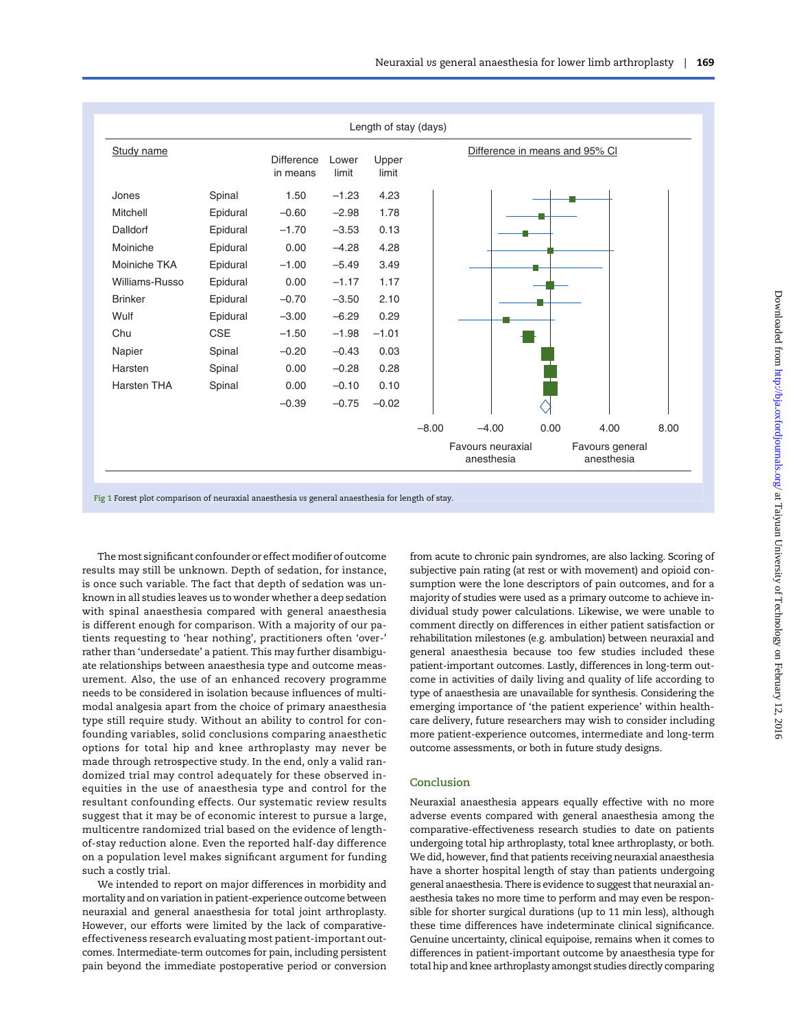Length of stay (days)

| Study name | | Difference in means | Lower limit | Upper limit |
|---|---|---|---|---|
| Jones | Spinal | 1.50 | −1.23 | 4.23 |
| Mitchell | Epidural | −0.60 | −2.98 | 1.78 |
| Dalldorf | Epidural | −1.70 | −3.53 | 0.13 |
| Moiniche | Epidural | 0.00 | −4.28 | 4.28 |
| Moiniche TKA | Epidural | −1.00 | −5.49 | 3.49 |
| Williams-Russo | Epidural | 0.00 | −1.17 | 1.17 |
| Brinker | Epidural | −0.70 | −3.50 | 2.10 |
| Wulf | Epidural | −3.00 | −6.29 | 0.29 |
| Chu | CSE | −1.50 | −1.98 | −1.01 |
| Napier | Spinal | −0.20 | −0.43 | 0.03 |
| Harsten | Spinal | 0.00 | −0.28 | 0.28 |
| Harsten THA | Spinal | 0.00 | −0.10 | 0.10 |
| | | −0.39 | −0.75 | −0.02 |

Difference in means and 95% CI (axis −8.00 to 8.00; Favours neuraxial anesthesia / Favours general anesthesia)

**Fig 1** Forest plot comparison of neuraxial anaesthesia *vs* general anaesthesia for length of stay.

The most significant confounder or effect modifier of outcome results may still be unknown. Depth of sedation, for instance, is once such variable. The fact that depth of sedation was unknown in all studies leaves us to wonder whether a deep sedation with spinal anaesthesia compared with general anaesthesia is different enough for comparison. With a majority of our patients requesting to 'hear nothing', practitioners often 'over-' rather than 'undersedate' a patient. This may further disambiguate relationships between anaesthesia type and outcome measurement. Also, the use of an enhanced recovery programme needs to be considered in isolation because influences of multimodal analgesia apart from the choice of primary anaesthesia type still require study. Without an ability to control for confounding variables, solid conclusions comparing anaesthetic options for total hip and knee arthroplasty may never be made through retrospective study. In the end, only a valid randomized trial may control adequately for these observed inequities in the use of anaesthesia type and control for the resultant confounding effects. Our systematic review results suggest that it may be of economic interest to pursue a large, multicentre randomized trial based on the evidence of length-of-stay reduction alone. Even the reported half-day difference on a population level makes significant argument for funding such a costly trial.

We intended to report on major differences in morbidity and mortality and on variation in patient-experience outcome between neuraxial and general anaesthesia for total joint arthroplasty. However, our efforts were limited by the lack of comparative-effectiveness research evaluating most patient-important outcomes. Intermediate-term outcomes for pain, including persistent pain beyond the immediate postoperative period or conversion from acute to chronic pain syndromes, are also lacking. Scoring of subjective pain rating (at rest or with movement) and opioid consumption were the lone descriptors of pain outcomes, and for a majority of studies were used as a primary outcome to achieve individual study power calculations. Likewise, we were unable to comment directly on differences in either patient satisfaction or rehabilitation milestones (e.g. ambulation) between neuraxial and general anaesthesia because too few studies included these patient-important outcomes. Lastly, differences in long-term outcome in activities of daily living and quality of life according to type of anaesthesia are unavailable for synthesis. Considering the emerging importance of 'the patient experience' within healthcare delivery, future researchers may wish to consider including more patient-experience outcomes, intermediate and long-term outcome assessments, or both in future study designs.

## Conclusion

Neuraxial anaesthesia appears equally effective with no more adverse events compared with general anaesthesia among the comparative-effectiveness research studies to date on patients undergoing total hip arthroplasty, total knee arthroplasty, or both. We did, however, find that patients receiving neuraxial anaesthesia have a shorter hospital length of stay than patients undergoing general anaesthesia. There is evidence to suggest that neuraxial anaesthesia takes no more time to perform and may even be responsible for shorter surgical durations (up to 11 min less), although these time differences have indeterminate clinical significance. Genuine uncertainty, clinical equipoise, remains when it comes to differences in patient-important outcome by anaesthesia type for total hip and knee arthroplasty amongst studies directly comparing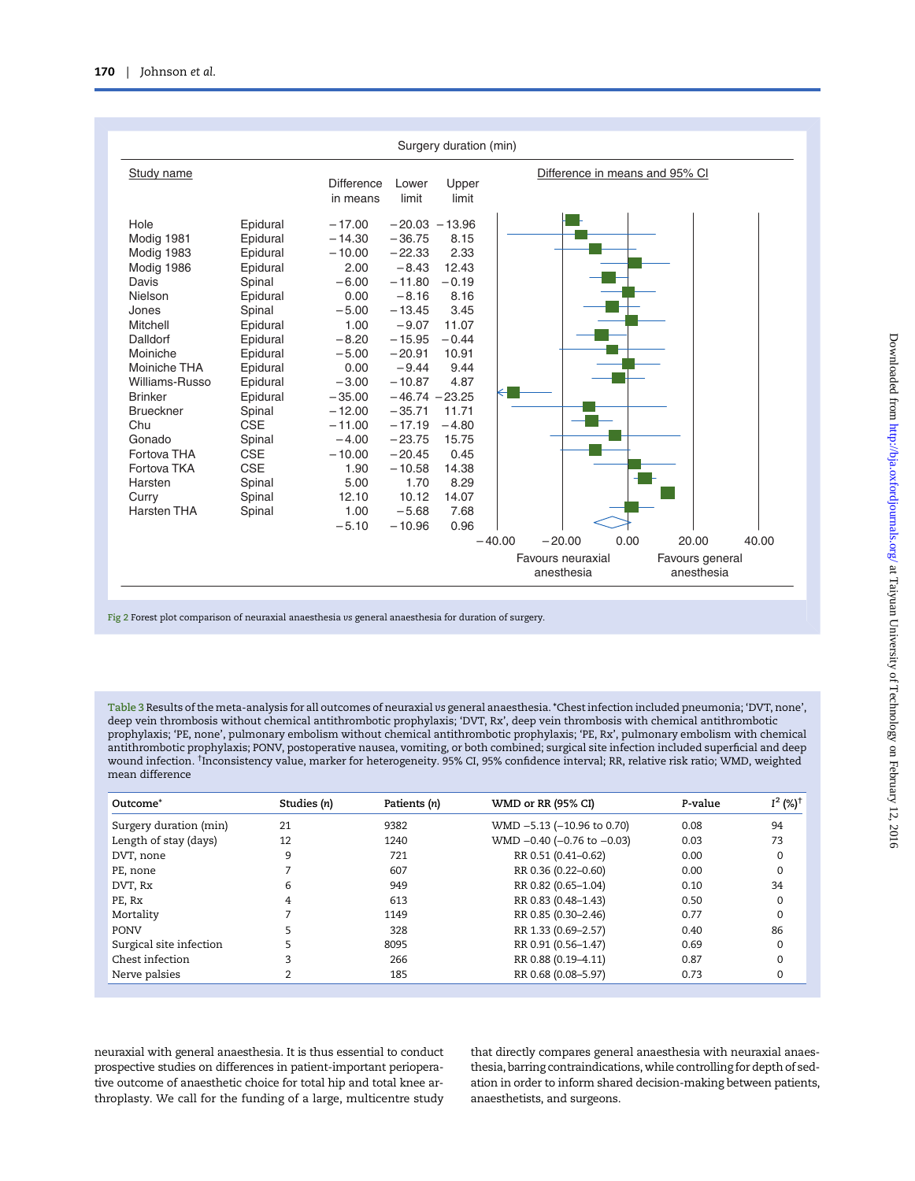Surgery duration (min)

| Study name | | Difference in means | Lower limit | Upper limit |
|---|---|---|---|---|
| Hole | Epidural | −17.00 | −20.03 | −13.96 |
| Modig 1981 | Epidural | −14.30 | −36.75 | 8.15 |
| Modig 1983 | Epidural | −10.00 | −22.33 | 2.33 |
| Modig 1986 | Epidural | 2.00 | −8.43 | 12.43 |
| Davis | Spinal | −6.00 | −11.80 | −0.19 |
| Nielson | Epidural | 0.00 | −8.16 | 8.16 |
| Jones | Spinal | −5.00 | −13.45 | 3.45 |
| Mitchell | Epidural | 1.00 | −9.07 | 11.07 |
| Dalldorf | Epidural | −8.20 | −15.95 | −0.44 |
| Moiniche | Epidural | −5.00 | −20.91 | 10.91 |
| Moiniche THA | Epidural | 0.00 | −9.44 | 9.44 |
| Williams-Russo | Epidural | −3.00 | −10.87 | 4.87 |
| Brinker | Epidural | −35.00 | −46.74 | −23.25 |
| Brueckner | Spinal | −12.00 | −35.71 | 11.71 |
| Chu | CSE | −11.00 | −17.19 | −4.80 |
| Gonado | Spinal | −4.00 | −23.75 | 15.75 |
| Fortova THA | CSE | −10.00 | −20.45 | 0.45 |
| Fortova TKA | CSE | 1.90 | −10.58 | 14.38 |
| Harsten | Spinal | 5.00 | 1.70 | 8.29 |
| Curry | Spinal | 12.10 | 10.12 | 14.07 |
| Harsten THA | Spinal | 1.00 | −5.68 | 7.68 |
| | | −5.10 | −10.96 | 0.96 |

Difference in means and 95% CI: −40.00, −20.00, 0.00, 20.00, 40.00. Favours neuraxial anesthesia / Favours general anesthesia

Fig 2 Forest plot comparison of neuraxial anaesthesia *vs* general anaesthesia for duration of surgery.

Table 3 Results of the meta-analysis for all outcomes of neuraxial *vs* general anaesthesia. *Chest infection included pneumonia; 'DVT, none', deep vein thrombosis without chemical antithrombotic prophylaxis; 'DVT, Rx', deep vein thrombosis with chemical antithrombotic prophylaxis; 'PE, none', pulmonary embolism without chemical antithrombotic prophylaxis; 'PE, Rx', pulmonary embolism with chemical antithrombotic prophylaxis; PONV, postoperative nausea, vomiting, or both combined; surgical site infection included superficial and deep wound infection. †Inconsistency value, marker for heterogeneity. 95% CI, 95% confidence interval; RR, relative risk ratio; WMD, weighted mean difference

| Outcome* | Studies (*n*) | Patients (*n*) | WMD or RR (95% CI) | P-value | $I^2$ (%)† |
|---|---|---|---|---|---|
| Surgery duration (min) | 21 | 9382 | WMD −5.13 (−10.96 to 0.70) | 0.08 | 94 |
| Length of stay (days) | 12 | 1240 | WMD −0.40 (−0.76 to −0.03) | 0.03 | 73 |
| DVT, none | 9 | 721 | RR 0.51 (0.41–0.62) | 0.00 | 0 |
| PE, none | 7 | 607 | RR 0.36 (0.22–0.60) | 0.00 | 0 |
| DVT, Rx | 6 | 949 | RR 0.82 (0.65–1.04) | 0.10 | 34 |
| PE, Rx | 4 | 613 | RR 0.83 (0.48–1.43) | 0.50 | 0 |
| Mortality | 7 | 1149 | RR 0.85 (0.30–2.46) | 0.77 | 0 |
| PONV | 5 | 328 | RR 1.33 (0.69–2.57) | 0.40 | 86 |
| Surgical site infection | 5 | 8095 | RR 0.91 (0.56–1.47) | 0.69 | 0 |
| Chest infection | 3 | 266 | RR 0.88 (0.19–4.11) | 0.87 | 0 |
| Nerve palsies | 2 | 185 | RR 0.68 (0.08–5.97) | 0.73 | 0 |

neuraxial with general anaesthesia. It is thus essential to conduct prospective studies on differences in patient-important perioperative outcome of anaesthetic choice for total hip and total knee arthroplasty. We call for the funding of a large, multicentre study that directly compares general anaesthesia with neuraxial anaesthesia, barring contraindications, while controlling for depth of sedation in order to inform shared decision-making between patients, anaesthetists, and surgeons.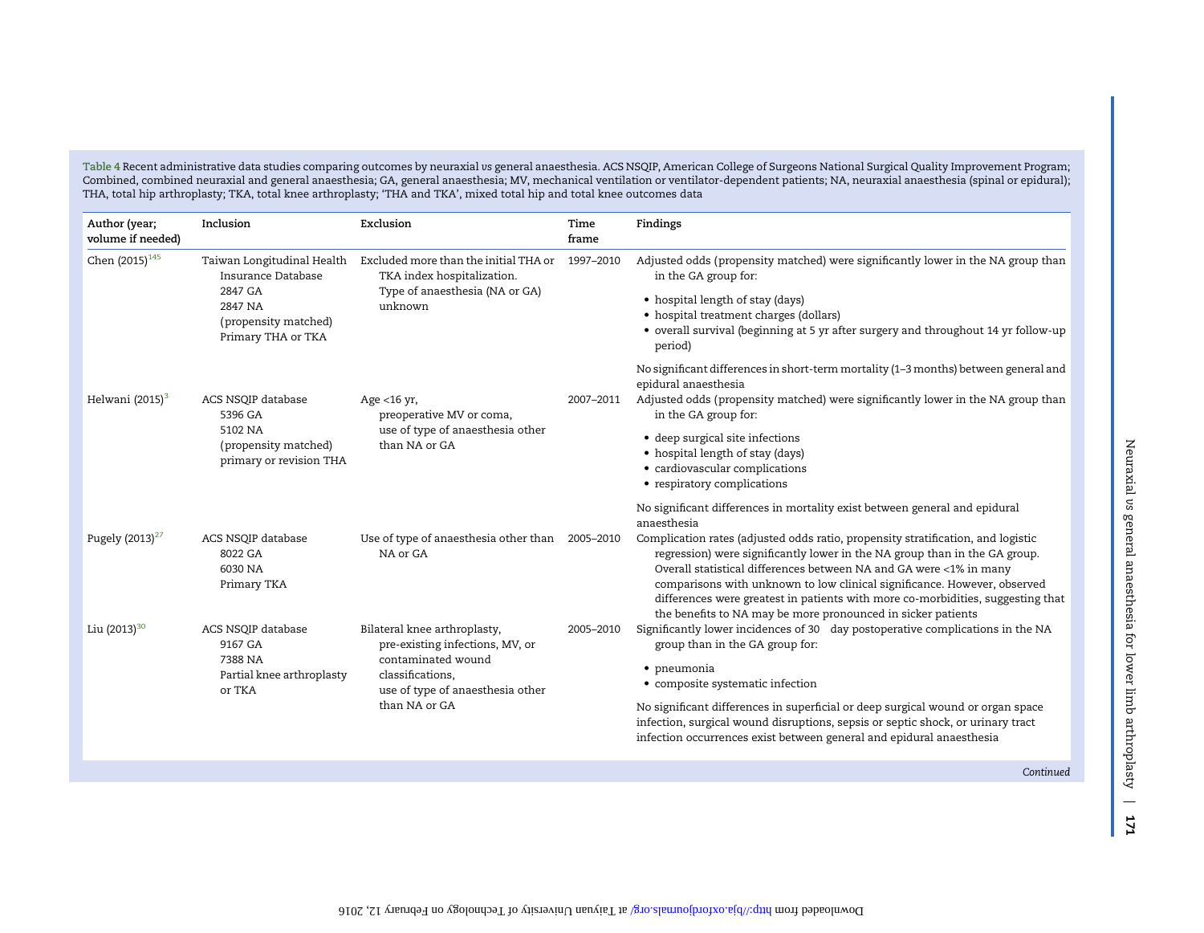**Table 4** Recent administrative data studies comparing outcomes by neuraxial *vs* general anaesthesia. ACS NSQIP, American College of Surgeons National Surgical Quality Improvement Program; Combined, combined neuraxial and general anaesthesia; GA, general anaesthesia; MV, mechanical ventilation or ventilator-dependent patients; NA, neuraxial anaesthesia (spinal or epidural); THA, total hip arthroplasty; TKA, total knee arthroplasty; 'THA and TKA', mixed total hip and total knee outcomes data

| Author (year; volume if needed) | Inclusion | Exclusion | Time frame | Findings |
|---|---|---|---|---|
| Chen (2015)[145] | Taiwan Longitudinal Health Insurance Database<br>2847 GA<br>2847 NA<br>(propensity matched)<br>Primary THA or TKA | Excluded more than the initial THA or TKA index hospitalization.<br>Type of anaesthesia (NA or GA) unknown | 1997–2010 | Adjusted odds (propensity matched) were significantly lower in the NA group than in the GA group for:<br>• hospital length of stay (days)<br>• hospital treatment charges (dollars)<br>• overall survival (beginning at 5 yr after surgery and throughout 14 yr follow-up period)<br>No significant differences in short-term mortality (1–3 months) between general and epidural anaesthesia |
| Helwani (2015)[3] | ACS NSQIP database<br>5396 GA<br>5102 NA<br>(propensity matched)<br>primary or revision THA | Age <16 yr,<br>preoperative MV or coma,<br>use of type of anaesthesia other than NA or GA | 2007–2011 | Adjusted odds (propensity matched) were significantly lower in the NA group than in the GA group for:<br>• deep surgical site infections<br>• hospital length of stay (days)<br>• cardiovascular complications<br>• respiratory complications<br>No significant differences in mortality exist between general and epidural anaesthesia |
| Pugely (2013)[27] | ACS NSQIP database<br>8022 GA<br>6030 NA<br>Primary TKA | Use of type of anaesthesia other than NA or GA | 2005–2010 | Complication rates (adjusted odds ratio, propensity stratification, and logistic regression) were significantly lower in the NA group than in the GA group. Overall statistical differences between NA and GA were <1% in many comparisons with unknown to low clinical significance. However, observed differences were greatest in patients with more co-morbidities, suggesting that the benefits to NA may be more pronounced in sicker patients |
| Liu (2013)[30] | ACS NSQIP database<br>9167 GA<br>7388 NA<br>Partial knee arthroplasty or TKA | Bilateral knee arthroplasty,<br>pre-existing infections, MV, or contaminated wound classifications,<br>use of type of anaesthesia other than NA or GA | 2005–2010 | Significantly lower incidences of 30 day postoperative complications in the NA group than in the GA group for:<br>• pneumonia<br>• composite systematic infection<br>No significant differences in superficial or deep surgical wound or organ space infection, surgical wound disruptions, sepsis or septic shock, or urinary tract infection occurrences exist between general and epidural anaesthesia |

*Continued*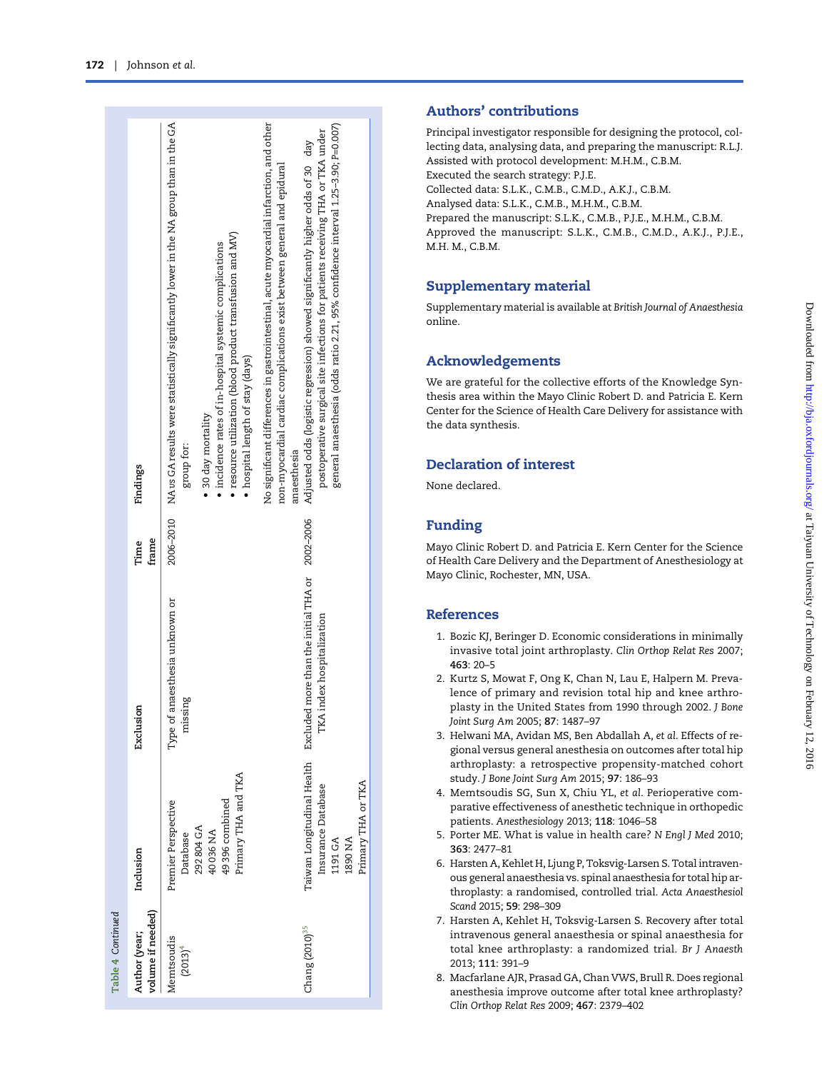Table 4 Continued

| Author (year; volume if needed) | Inclusion | Exclusion | Time frame | Findings |
|---|---|---|---|---|
| Memtsoudis (2013)[4] | Premier Perspective Database<br>292 804 GA<br>40 036 NA<br>49 396 combined<br>Primary THA and TKA | Type of anaesthesia unknown or missing | 2006–2010 | NA vs GA results were statistically significantly lower in the NA group than in the GA group for:<br>• 30 day mortality<br>• incidence rates of in-hospital systemic complications<br>• resource utilization (blood product transfusion and MV)<br>• hospital length of stay (days)<br>No significant differences in gastrointestinal, acute myocardial infarction, and other non-myocardial cardiac complications exist between general and epidural anaesthesia |
| Chang (2010)[35] | Taiwan Longitudinal Health Insurance Database<br>1191 GA<br>1890 NA<br>Primary THA or TKA | Excluded more than the initial THA or TKA index hospitalization | 2002–2006 | Adjusted odds (logistic regression) showed significantly higher odds of 30 day postoperative surgical site infections for patients receiving THA or TKA under general anaesthesia (odds ratio 2.21, 95% confidence interval 1.25–3.90; P=0.007) |

## Authors' contributions

Principal investigator responsible for designing the protocol, collecting data, analysing data, and preparing the manuscript: R.L.J.
Assisted with protocol development: M.H.M., C.B.M.
Executed the search strategy: P.J.E.
Collected data: S.L.K., C.M.B., C.M.D., A.K.J., C.B.M.
Analysed data: S.L.K., C.M.B., M.H.M., C.B.M.
Prepared the manuscript: S.L.K., C.M.B., P.J.E., M.H.M., C.B.M.
Approved the manuscript: S.L.K., C.M.B., C.M.D., A.K.J., P.J.E., M.H. M., C.B.M.

## Supplementary material

Supplementary material is available at *British Journal of Anaesthesia* online.

## Acknowledgements

We are grateful for the collective efforts of the Knowledge Synthesis area within the Mayo Clinic Robert D. and Patricia E. Kern Center for the Science of Health Care Delivery for assistance with the data synthesis.

## Declaration of interest

None declared.

## Funding

Mayo Clinic Robert D. and Patricia E. Kern Center for the Science of Health Care Delivery and the Department of Anesthesiology at Mayo Clinic, Rochester, MN, USA.

## References

1. Bozic KJ, Beringer D. Economic considerations in minimally invasive total joint arthroplasty. *Clin Orthop Relat Res* 2007; **463**: 20–5
2. Kurtz S, Mowat F, Ong K, Chan N, Lau E, Halpern M. Prevalence of primary and revision total hip and knee arthroplasty in the United States from 1990 through 2002. *J Bone Joint Surg Am* 2005; **87**: 1487–97
3. Helwani MA, Avidan MS, Ben Abdallah A, *et al.* Effects of regional versus general anesthesia on outcomes after total hip arthroplasty: a retrospective propensity-matched cohort study. *J Bone Joint Surg Am* 2015; **97**: 186–93
4. Memtsoudis SG, Sun X, Chiu YL, *et al.* Perioperative comparative effectiveness of anesthetic technique in orthopedic patients. *Anesthesiology* 2013; **118**: 1046–58
5. Porter ME. What is value in health care? *N Engl J Med* 2010; **363**: 2477–81
6. Harsten A, Kehlet H, Ljung P, Toksvig-Larsen S. Total intravenous general anaesthesia vs. spinal anaesthesia for total hip arthroplasty: a randomised, controlled trial. *Acta Anaesthesiol Scand* 2015; **59**: 298–309
7. Harsten A, Kehlet H, Toksvig-Larsen S. Recovery after total intravenous general anaesthesia or spinal anaesthesia for total knee arthroplasty: a randomized trial. *Br J Anaesth* 2013; **111**: 391–9
8. Macfarlane AJR, Prasad GA, Chan VWS, Brull R. Does regional anesthesia improve outcome after total knee arthroplasty? *Clin Orthop Relat Res* 2009; **467**: 2379–402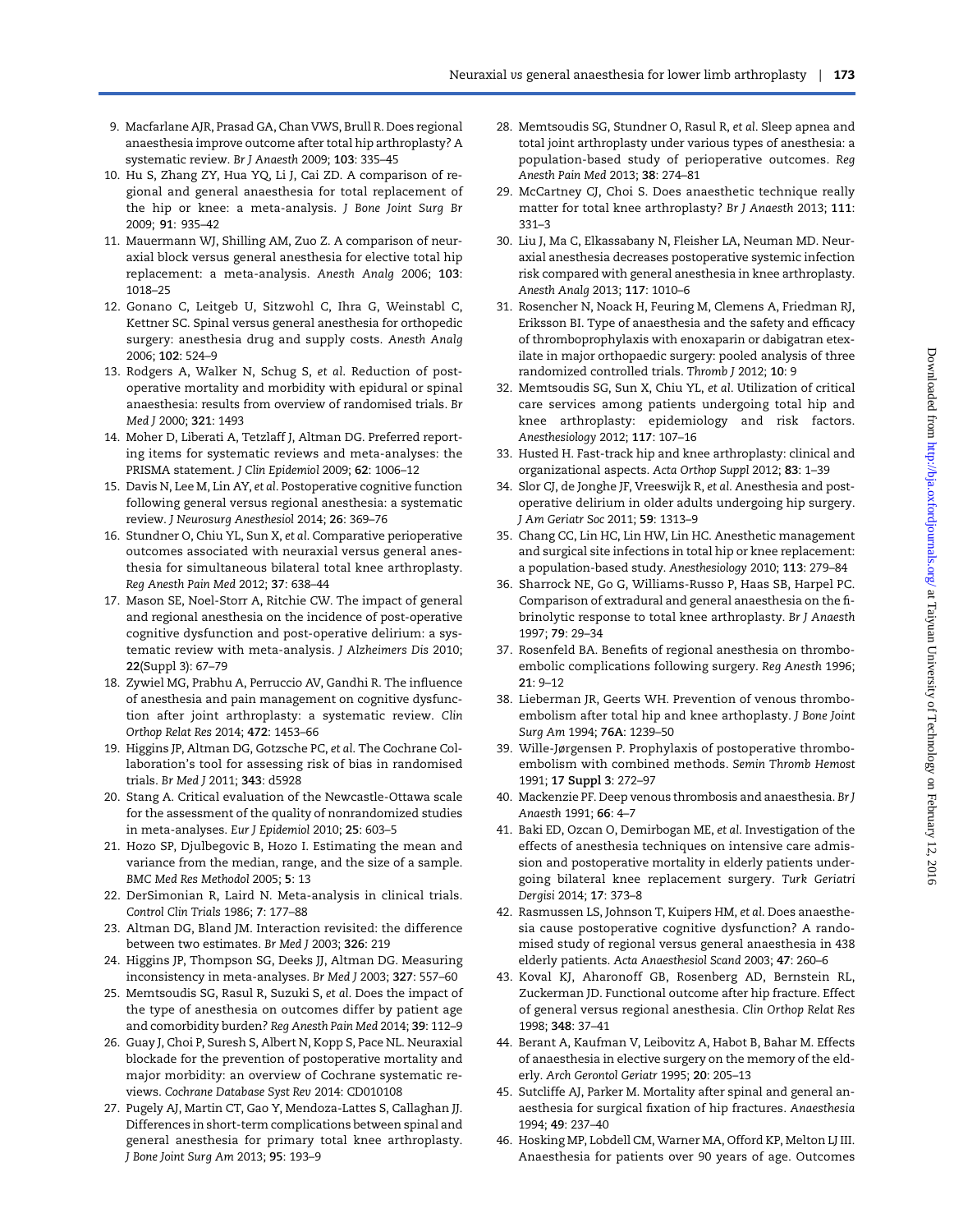9. Macfarlane AJR, Prasad GA, Chan VWS, Brull R. Does regional anaesthesia improve outcome after total hip arthroplasty? A systematic review. *Br J Anaesth* 2009; **103**: 335–45
10. Hu S, Zhang ZY, Hua YQ, Li J, Cai ZD. A comparison of regional and general anaesthesia for total replacement of the hip or knee: a meta-analysis. *J Bone Joint Surg Br* 2009; **91**: 935–42
11. Mauermann WJ, Shilling AM, Zuo Z. A comparison of neuraxial block versus general anesthesia for elective total hip replacement: a meta-analysis. *Anesth Analg* 2006; **103**: 1018–25
12. Gonano C, Leitgeb U, Sitzwohl C, Ihra G, Weinstabl C, Kettner SC. Spinal versus general anesthesia for orthopedic surgery: anesthesia drug and supply costs. *Anesth Analg* 2006; **102**: 524–9
13. Rodgers A, Walker N, Schug S, *et al*. Reduction of postoperative mortality and morbidity with epidural or spinal anaesthesia: results from overview of randomised trials. *Br Med J* 2000; **321**: 1493
14. Moher D, Liberati A, Tetzlaff J, Altman DG. Preferred reporting items for systematic reviews and meta-analyses: the PRISMA statement. *J Clin Epidemiol* 2009; **62**: 1006–12
15. Davis N, Lee M, Lin AY, *et al*. Postoperative cognitive function following general versus regional anesthesia: a systematic review. *J Neurosurg Anesthesiol* 2014; **26**: 369–76
16. Stundner O, Chiu YL, Sun X, *et al*. Comparative perioperative outcomes associated with neuraxial versus general anesthesia for simultaneous bilateral total knee arthroplasty. *Reg Anesth Pain Med* 2012; **37**: 638–44
17. Mason SE, Noel-Storr A, Ritchie CW. The impact of general and regional anesthesia on the incidence of post-operative cognitive dysfunction and post-operative delirium: a systematic review with meta-analysis. *J Alzheimers Dis* 2010; **22**(Suppl 3): 67–79
18. Zywiel MG, Prabhu A, Perruccio AV, Gandhi R. The influence of anesthesia and pain management on cognitive dysfunction after joint arthroplasty: a systematic review. *Clin Orthop Relat Res* 2014; **472**: 1453–66
19. Higgins JP, Altman DG, Gotzsche PC, *et al*. The Cochrane Collaboration's tool for assessing risk of bias in randomised trials. *Br Med J* 2011; **343**: d5928
20. Stang A. Critical evaluation of the Newcastle-Ottawa scale for the assessment of the quality of nonrandomized studies in meta-analyses. *Eur J Epidemiol* 2010; **25**: 603–5
21. Hozo SP, Djulbegovic B, Hozo I. Estimating the mean and variance from the median, range, and the size of a sample. *BMC Med Res Methodol* 2005; **5**: 13
22. DerSimonian R, Laird N. Meta-analysis in clinical trials. *Control Clin Trials* 1986; **7**: 177–88
23. Altman DG, Bland JM. Interaction revisited: the difference between two estimates. *Br Med J* 2003; **326**: 219
24. Higgins JP, Thompson SG, Deeks JJ, Altman DG. Measuring inconsistency in meta-analyses. *Br Med J* 2003; **327**: 557–60
25. Memtsoudis SG, Rasul R, Suzuki S, *et al*. Does the impact of the type of anesthesia on outcomes differ by patient age and comorbidity burden? *Reg Anesth Pain Med* 2014; **39**: 112–9
26. Guay J, Choi P, Suresh S, Albert N, Kopp S, Pace NL. Neuraxial blockade for the prevention of postoperative mortality and major morbidity: an overview of Cochrane systematic reviews. *Cochrane Database Syst Rev* 2014: CD010108
27. Pugely AJ, Martin CT, Gao Y, Mendoza-Lattes S, Callaghan JJ. Differences in short-term complications between spinal and general anesthesia for primary total knee arthroplasty. *J Bone Joint Surg Am* 2013; **95**: 193–9
28. Memtsoudis SG, Stundner O, Rasul R, *et al*. Sleep apnea and total joint arthroplasty under various types of anesthesia: a population-based study of perioperative outcomes. *Reg Anesth Pain Med* 2013; **38**: 274–81
29. McCartney CJ, Choi S. Does anaesthetic technique really matter for total knee arthroplasty? *Br J Anaesth* 2013; **111**: 331–3
30. Liu J, Ma C, Elkassabany N, Fleisher LA, Neuman MD. Neuraxial anesthesia decreases postoperative systemic infection risk compared with general anesthesia in knee arthroplasty. *Anesth Analg* 2013; **117**: 1010–6
31. Rosencher N, Noack H, Feuring M, Clemens A, Friedman RJ, Eriksson BI. Type of anaesthesia and the safety and efficacy of thromboprophylaxis with enoxaparin or dabigatran etexilate in major orthopaedic surgery: pooled analysis of three randomized controlled trials. *Thromb J* 2012; **10**: 9
32. Memtsoudis SG, Sun X, Chiu YL, *et al*. Utilization of critical care services among patients undergoing total hip and knee arthroplasty: epidemiology and risk factors. *Anesthesiology* 2012; **117**: 107–16
33. Husted H. Fast-track hip and knee arthroplasty: clinical and organizational aspects. *Acta Orthop Suppl* 2012; **83**: 1–39
34. Slor CJ, de Jonghe JF, Vreeswijk R, *et al*. Anesthesia and postoperative delirium in older adults undergoing hip surgery. *J Am Geriatr Soc* 2011; **59**: 1313–9
35. Chang CC, Lin HC, Lin HW, Lin HC. Anesthetic management and surgical site infections in total hip or knee replacement: a population-based study. *Anesthesiology* 2010; **113**: 279–84
36. Sharrock NE, Go G, Williams-Russo P, Haas SB, Harpel PC. Comparison of extradural and general anaesthesia on the fibrinolytic response to total knee arthroplasty. *Br J Anaesth* 1997; **79**: 29–34
37. Rosenfeld BA. Benefits of regional anesthesia on thromboembolic complications following surgery. *Reg Anesth* 1996; **21**: 9–12
38. Lieberman JR, Geerts WH. Prevention of venous thromboembolism after total hip and knee arthoplasty. *J Bone Joint Surg Am* 1994; **76A**: 1239–50
39. Wille-Jørgensen P. Prophylaxis of postoperative thromboembolism with combined methods. *Semin Thromb Hemost* 1991; **17 Suppl 3**: 272–97
40. Mackenzie PF. Deep venous thrombosis and anaesthesia. *Br J Anaesth* 1991; **66**: 4–7
41. Baki ED, Ozcan O, Demirbogan ME, *et al*. Investigation of the effects of anesthesia techniques on intensive care admission and postoperative mortality in elderly patients undergoing bilateral knee replacement surgery. *Turk Geriatri Dergisi* 2014; **17**: 373–8
42. Rasmussen LS, Johnson T, Kuipers HM, *et al*. Does anaesthesia cause postoperative cognitive dysfunction? A randomised study of regional versus general anaesthesia in 438 elderly patients. *Acta Anaesthesiol Scand* 2003; **47**: 260–6
43. Koval KJ, Aharonoff GB, Rosenberg AD, Bernstein RL, Zuckerman JD. Functional outcome after hip fracture. Effect of general versus regional anesthesia. *Clin Orthop Relat Res* 1998; **348**: 37–41
44. Berant A, Kaufman V, Leibovitz A, Habot B, Bahar M. Effects of anaesthesia in elective surgery on the memory of the elderly. *Arch Gerontol Geriatr* 1995; **20**: 205–13
45. Sutcliffe AJ, Parker M. Mortality after spinal and general anaesthesia for surgical fixation of hip fractures. *Anaesthesia* 1994; **49**: 237–40
46. Hosking MP, Lobdell CM, Warner MA, Offord KP, Melton LJ III. Anaesthesia for patients over 90 years of age. Outcomes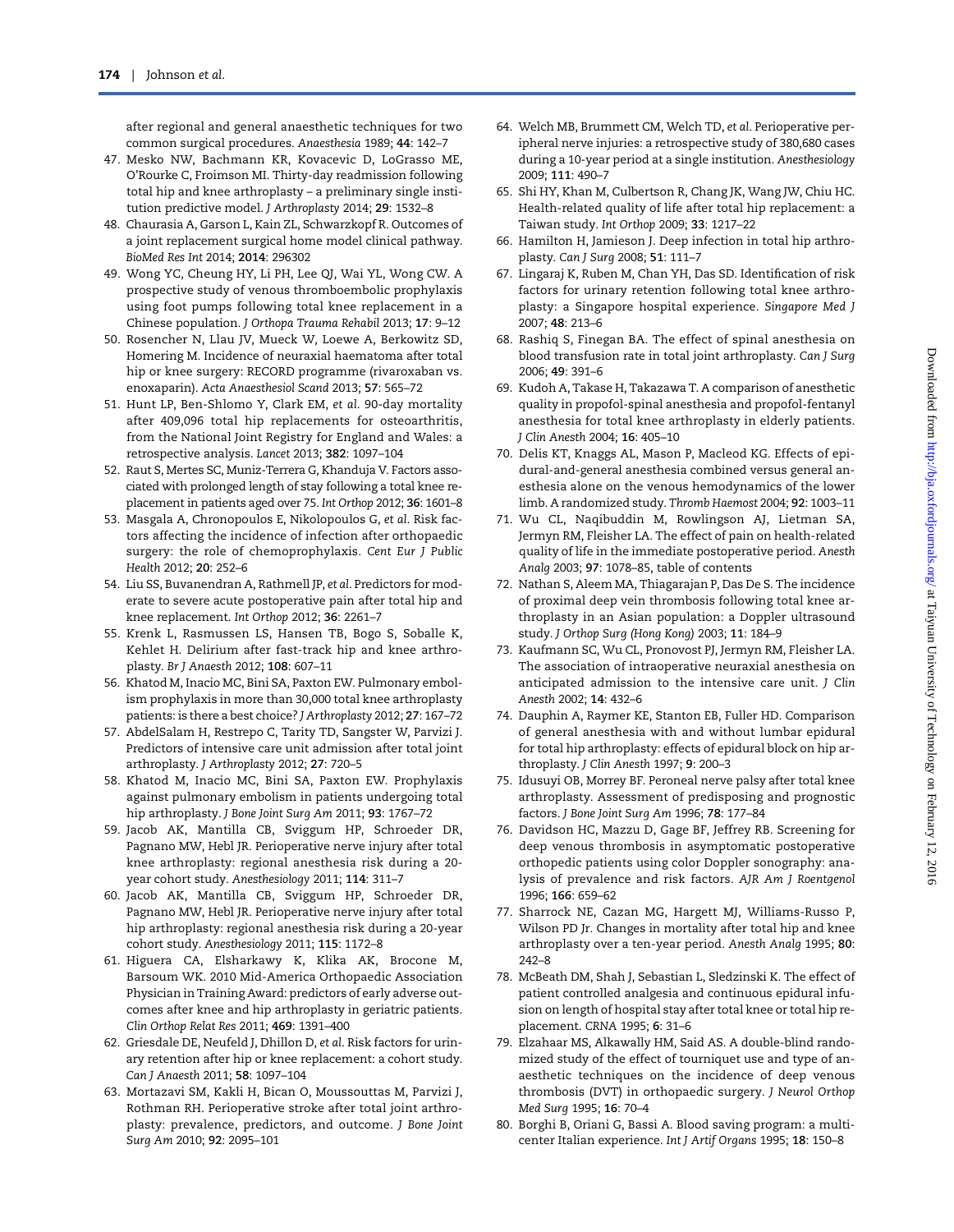after regional and general anaesthetic techniques for two common surgical procedures. *Anaesthesia* 1989; **44**: 142–7

47. Mesko NW, Bachmann KR, Kovacevic D, LoGrasso ME, O'Rourke C, Froimson MI. Thirty-day readmission following total hip and knee arthroplasty – a preliminary single institution predictive model. *J Arthroplasty* 2014; **29**: 1532–8
48. Chaurasia A, Garson L, Kain ZL, Schwarzkopf R. Outcomes of a joint replacement surgical home model clinical pathway. *BioMed Res Int* 2014; **2014**: 296302
49. Wong YC, Cheung HY, Li PH, Lee QJ, Wai YL, Wong CW. A prospective study of venous thromboembolic prophylaxis using foot pumps following total knee replacement in a Chinese population. *J Orthopa Trauma Rehabil* 2013; **17**: 9–12
50. Rosencher N, Llau JV, Mueck W, Loewe A, Berkowitz SD, Homering M. Incidence of neuraxial haematoma after total hip or knee surgery: RECORD programme (rivaroxaban vs. enoxaparin). *Acta Anaesthesiol Scand* 2013; **57**: 565–72
51. Hunt LP, Ben-Shlomo Y, Clark EM, *et al*. 90-day mortality after 409,096 total hip replacements for osteoarthritis, from the National Joint Registry for England and Wales: a retrospective analysis. *Lancet* 2013; **382**: 1097–104
52. Raut S, Mertes SC, Muniz-Terrera G, Khanduja V. Factors associated with prolonged length of stay following a total knee replacement in patients aged over 75. *Int Orthop* 2012; **36**: 1601–8
53. Masgala A, Chronopoulos E, Nikolopoulos G, *et al*. Risk factors affecting the incidence of infection after orthopaedic surgery: the role of chemoprophylaxis. *Cent Eur J Public Health* 2012; **20**: 252–6
54. Liu SS, Buvanendran A, Rathmell JP, *et al*. Predictors for moderate to severe acute postoperative pain after total hip and knee replacement. *Int Orthop* 2012; **36**: 2261–7
55. Krenk L, Rasmussen LS, Hansen TB, Bogo S, Soballe K, Kehlet H. Delirium after fast-track hip and knee arthroplasty. *Br J Anaesth* 2012; **108**: 607–11
56. Khatod M, Inacio MC, Bini SA, Paxton EW. Pulmonary embolism prophylaxis in more than 30,000 total knee arthroplasty patients: is there a best choice? *J Arthroplasty* 2012; **27**: 167–72
57. AbdelSalam H, Restrepo C, Tarity TD, Sangster W, Parvizi J. Predictors of intensive care unit admission after total joint arthroplasty. *J Arthroplasty* 2012; **27**: 720–5
58. Khatod M, Inacio MC, Bini SA, Paxton EW. Prophylaxis against pulmonary embolism in patients undergoing total hip arthroplasty. *J Bone Joint Surg Am* 2011; **93**: 1767–72
59. Jacob AK, Mantilla CB, Sviggum HP, Schroeder DR, Pagnano MW, Hebl JR. Perioperative nerve injury after total knee arthroplasty: regional anesthesia risk during a 20-year cohort study. *Anesthesiology* 2011; **114**: 311–7
60. Jacob AK, Mantilla CB, Sviggum HP, Schroeder DR, Pagnano MW, Hebl JR. Perioperative nerve injury after total hip arthroplasty: regional anesthesia risk during a 20-year cohort study. *Anesthesiology* 2011; **115**: 1172–8
61. Higuera CA, Elsharkawy K, Klika AK, Brocone M, Barsoum WK. 2010 Mid-America Orthopaedic Association Physician in Training Award: predictors of early adverse outcomes after knee and hip arthroplasty in geriatric patients. *Clin Orthop Relat Res* 2011; **469**: 1391–400
62. Griesdale DE, Neufeld J, Dhillon D, *et al*. Risk factors for urinary retention after hip or knee replacement: a cohort study. *Can J Anaesth* 2011; **58**: 1097–104
63. Mortazavi SM, Kakli H, Bican O, Moussouttas M, Parvizi J, Rothman RH. Perioperative stroke after total joint arthroplasty: prevalence, predictors, and outcome. *J Bone Joint Surg Am* 2010; **92**: 2095–101
64. Welch MB, Brummett CM, Welch TD, *et al*. Perioperative peripheral nerve injuries: a retrospective study of 380,680 cases during a 10-year period at a single institution. *Anesthesiology* 2009; **111**: 490–7
65. Shi HY, Khan M, Culbertson R, Chang JK, Wang JW, Chiu HC. Health-related quality of life after total hip replacement: a Taiwan study. *Int Orthop* 2009; **33**: 1217–22
66. Hamilton H, Jamieson J. Deep infection in total hip arthroplasty. *Can J Surg* 2008; **51**: 111–7
67. Lingaraj K, Ruben M, Chan YH, Das SD. Identification of risk factors for urinary retention following total knee arthroplasty: a Singapore hospital experience. *Singapore Med J* 2007; **48**: 213–6
68. Rashiq S, Finegan BA. The effect of spinal anesthesia on blood transfusion rate in total joint arthroplasty. *Can J Surg* 2006; **49**: 391–6
69. Kudoh A, Takase H, Takazawa T. A comparison of anesthetic quality in propofol-spinal anesthesia and propofol-fentanyl anesthesia for total knee arthroplasty in elderly patients. *J Clin Anesth* 2004; **16**: 405–10
70. Delis KT, Knaggs AL, Mason P, Macleod KG. Effects of epidural-and-general anesthesia combined versus general anesthesia alone on the venous hemodynamics of the lower limb. A randomized study. *Thromb Haemost* 2004; **92**: 1003–11
71. Wu CL, Naqibuddin M, Rowlingson AJ, Lietman SA, Jermyn RM, Fleisher LA. The effect of pain on health-related quality of life in the immediate postoperative period. *Anesth Analg* 2003; **97**: 1078–85, table of contents
72. Nathan S, Aleem MA, Thiagarajan P, Das De S. The incidence of proximal deep vein thrombosis following total knee arthroplasty in an Asian population: a Doppler ultrasound study. *J Orthop Surg (Hong Kong)* 2003; **11**: 184–9
73. Kaufmann SC, Wu CL, Pronovost PJ, Jermyn RM, Fleisher LA. The association of intraoperative neuraxial anesthesia on anticipated admission to the intensive care unit. *J Clin Anesth* 2002; **14**: 432–6
74. Dauphin A, Raymer KE, Stanton EB, Fuller HD. Comparison of general anesthesia with and without lumbar epidural for total hip arthroplasty: effects of epidural block on hip arthroplasty. *J Clin Anesth* 1997; **9**: 200–3
75. Idusuyi OB, Morrey BF. Peroneal nerve palsy after total knee arthroplasty. Assessment of predisposing and prognostic factors. *J Bone Joint Surg Am* 1996; **78**: 177–84
76. Davidson HC, Mazzu D, Gage BF, Jeffrey RB. Screening for deep venous thrombosis in asymptomatic postoperative orthopedic patients using color Doppler sonography: analysis of prevalence and risk factors. *AJR Am J Roentgenol* 1996; **166**: 659–62
77. Sharrock NE, Cazan MG, Hargett MJ, Williams-Russo P, Wilson PD Jr. Changes in mortality after total hip and knee arthroplasty over a ten-year period. *Anesth Analg* 1995; **80**: 242–8
78. McBeath DM, Shah J, Sebastian L, Sledzinski K. The effect of patient controlled analgesia and continuous epidural infusion on length of hospital stay after total knee or total hip replacement. *CRNA* 1995; **6**: 31–6
79. Elzahaar MS, Alkawally HM, Said AS. A double-blind randomized study of the effect of tourniquet use and type of anaesthetic techniques on the incidence of deep venous thrombosis (DVT) in orthopaedic surgery. *J Neurol Orthop Med Surg* 1995; **16**: 70–4
80. Borghi B, Oriani G, Bassi A. Blood saving program: a multicenter Italian experience. *Int J Artif Organs* 1995; **18**: 150–8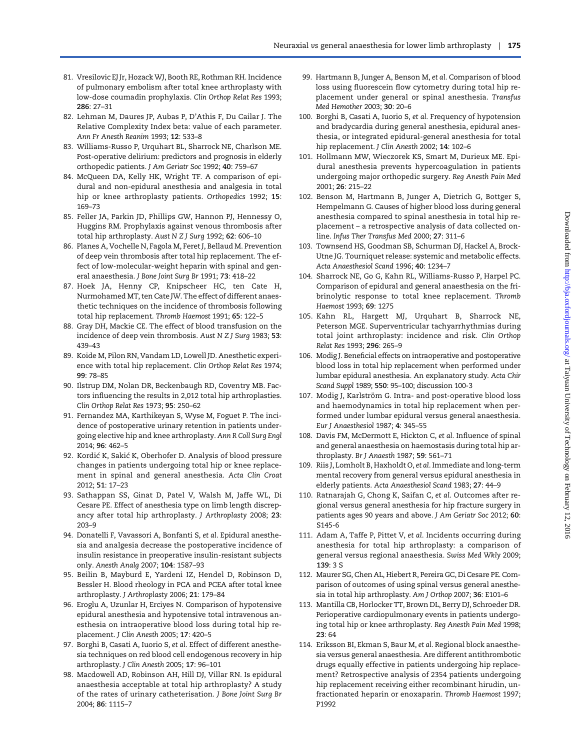81. Vresilovic EJ Jr, Hozack WJ, Booth RE, Rothman RH. Incidence of pulmonary embolism after total knee arthroplasty with low-dose coumadin prophylaxis. *Clin Orthop Relat Res* 1993; **286**: 27–31
82. Lehman M, Daures JP, Aubas P, D'Athis F, Du Cailar J. The Relative Complexity Index beta: value of each parameter. *Ann Fr Anesth Reanim* 1993; **12**: 533–8
83. Williams-Russo P, Urquhart BL, Sharrock NE, Charlson ME. Post-operative delirium: predictors and prognosis in elderly orthopedic patients. *J Am Geriatr Soc* 1992; **40**: 759–67
84. McQueen DA, Kelly HK, Wright TF. A comparison of epidural and non-epidural anesthesia and analgesia in total hip or knee arthroplasty patients. *Orthopedics* 1992; **15**: 169–73
85. Feller JA, Parkin JD, Phillips GW, Hannon PJ, Hennessy O, Huggins RM. Prophylaxis against venous thrombosis after total hip arthroplasty. *Aust N Z J Surg* 1992; **62**: 606–10
86. Planes A, Vochelle N, Fagola M, Feret J, Bellaud M. Prevention of deep vein thrombosis after total hip replacement. The effect of low-molecular-weight heparin with spinal and general anaesthesia. *J Bone Joint Surg Br* 1991; **73**: 418–22
87. Hoek JA, Henny CP, Knipscheer HC, ten Cate H, Nurmohamed MT, ten Cate JW. The effect of different anaesthetic techniques on the incidence of thrombosis following total hip replacement. *Thromb Haemost* 1991; **65**: 122–5
88. Gray DH, Mackie CE. The effect of blood transfusion on the incidence of deep vein thrombosis. *Aust N Z J Surg* 1983; **53**: 439–43
89. Koide M, Pilon RN, Vandam LD, Lowell JD. Anesthetic experience with total hip replacement. *Clin Orthop Relat Res* 1974; **99**: 78–85
90. Ilstrup DM, Nolan DR, Beckenbaugh RD, Coventry MB. Factors influencing the results in 2,012 total hip arthroplasties. *Clin Orthop Relat Res* 1973; **95**: 250–62
91. Fernandez MA, Karthikeyan S, Wyse M, Foguet P. The incidence of postoperative urinary retention in patients undergoing elective hip and knee arthroplasty. *Ann R Coll Surg Engl* 2014; **96**: 462–5
92. Kordić K, Sakić K, Oberhofer D. Analysis of blood pressure changes in patients undergoing total hip or knee replacement in spinal and general anesthesia. *Acta Clin Croat* 2012; **51**: 17–23
93. Sathappan SS, Ginat D, Patel V, Walsh M, Jaffe WL, Di Cesare PE. Effect of anesthesia type on limb length discrepancy after total hip arthroplasty. *J Arthroplasty* 2008; **23**: 203–9
94. Donatelli F, Vavassori A, Bonfanti S, *et al*. Epidural anesthesia and analgesia decrease the postoperative incidence of insulin resistance in preoperative insulin-resistant subjects only. *Anesth Analg* 2007; **104**: 1587–93
95. Beilin B, Mayburd E, Yardeni IZ, Hendel D, Robinson D, Bessler H. Blood rheology in PCA and PCEA after total knee arthroplasty. *J Arthroplasty* 2006; **21**: 179–84
96. Eroglu A, Uzunlar H, Erciyes N. Comparison of hypotensive epidural anesthesia and hypotensive total intravenous anesthesia on intraoperative blood loss during total hip replacement. *J Clin Anesth* 2005; **17**: 420–5
97. Borghi B, Casati A, Iuorio S, *et al*. Effect of different anesthesia techniques on red blood cell endogenous recovery in hip arthroplasty. *J Clin Anesth* 2005; **17**: 96–101
98. Macdowell AD, Robinson AH, Hill DJ, Villar RN. Is epidural anaesthesia acceptable at total hip arthroplasty? A study of the rates of urinary catheterisation. *J Bone Joint Surg Br* 2004; **86**: 1115–7
99. Hartmann B, Junger A, Benson M, *et al*. Comparison of blood loss using fluorescein flow cytometry during total hip replacement under general or spinal anesthesia. *Transfus Med Hemother* 2003; **30**: 20–6
100. Borghi B, Casati A, Iuorio S, *et al*. Frequency of hypotension and bradycardia during general anesthesia, epidural anesthesia, or integrated epidural-general anesthesia for total hip replacement. *J Clin Anesth* 2002; **14**: 102–6
101. Hollmann MW, Wieczorek KS, Smart M, Durieux ME. Epidural anesthesia prevents hypercoagulation in patients undergoing major orthopedic surgery. *Reg Anesth Pain Med* 2001; **26**: 215–22
102. Benson M, Hartmann B, Junger A, Dietrich G, Bottger S, Hempelmann G. Causes of higher blood loss during general anesthesia compared to spinal anesthesia in total hip replacement – a retrospective analysis of data collected online. *Infus Ther Transfus Med* 2000; **27**: 311–6
103. Townsend HS, Goodman SB, Schurman DJ, Hackel A, Brock-Utne JG. Tourniquet release: systemic and metabolic effects. *Acta Anaesthesiol Scand* 1996; **40**: 1234–7
104. Sharrock NE, Go G, Kahn RL, Williams-Russo P, Harpel PC. Comparison of epidural and general anaesthesia on the fribrinolytic response to total knee replacement. *Thromb Haemost* 1993; **69**: 1275
105. Kahn RL, Hargett MJ, Urquhart B, Sharrock NE, Peterson MGE. Superventricular tachyarrhythmias during total joint arthroplasty: incidence and risk. *Clin Orthop Relat Res* 1993; **296**: 265–9
106. Modig J. Beneficial effects on intraoperative and postoperative blood loss in total hip replacement when performed under lumbar epidural anesthesia. An explanatory study. *Acta Chir Scand Suppl* 1989; **550**: 95–100; discussion 100-3
107. Modig J, Karlström G. Intra- and post-operative blood loss and haemodynamics in total hip replacement when performed under lumbar epidural versus general anaesthesia. *Eur J Anaesthesiol* 1987; **4**: 345–55
108. Davis FM, McDermott E, Hickton C, *et al*. Influence of spinal and general anaesthesia on haemostasis during total hip arthroplasty. *Br J Anaesth* 1987; **59**: 561–71
109. Riis J, Lomholt B, Haxholdt O, *et al*. Immediate and long-term mental recovery from general versus epidural anesthesia in elderly patients. *Acta Anaesthesiol Scand* 1983; **27**: 44–9
110. Ratnarajah G, Chong K, Saifan C, *et al*. Outcomes after regional versus general anesthesia for hip fracture surgery in patients ages 90 years and above. *J Am Geriatr Soc* 2012; **60**: S145-6
111. Adam A, Taffe P, Pittet V, *et al*. Incidents occurring during anesthesia for total hip arthroplasty: a comparison of general versus regional anaesthesia. *Swiss Med Wkly* 2009; **139**: 3 S
112. Maurer SG, Chen AL, Hiebert R, Pereira GC, Di Cesare PE. Comparison of outcomes of using spinal versus general anesthesia in total hip arthroplasty. *Am J Orthop* 2007; **36**: E101–6
113. Mantilla CB, Horlocker TT, Brown DL, Berry DJ, Schroeder DR. Perioperative cardiopulmonary events in patients undergoing total hip or knee arthroplasty. *Reg Anesth Pain Med* 1998; **23**: 64
114. Eriksson BI, Ekman S, Baur M, *et al*. Regional block anaesthesia versus general anaesthesia. Are different antithrombotic drugs equally effective in patients undergoing hip replacement? Retrospective analysis of 2354 patients undergoing hip replacement receiving either recombinant hirudin, unfractionated heparin or enoxaparin. *Thromb Haemost* 1997; P1992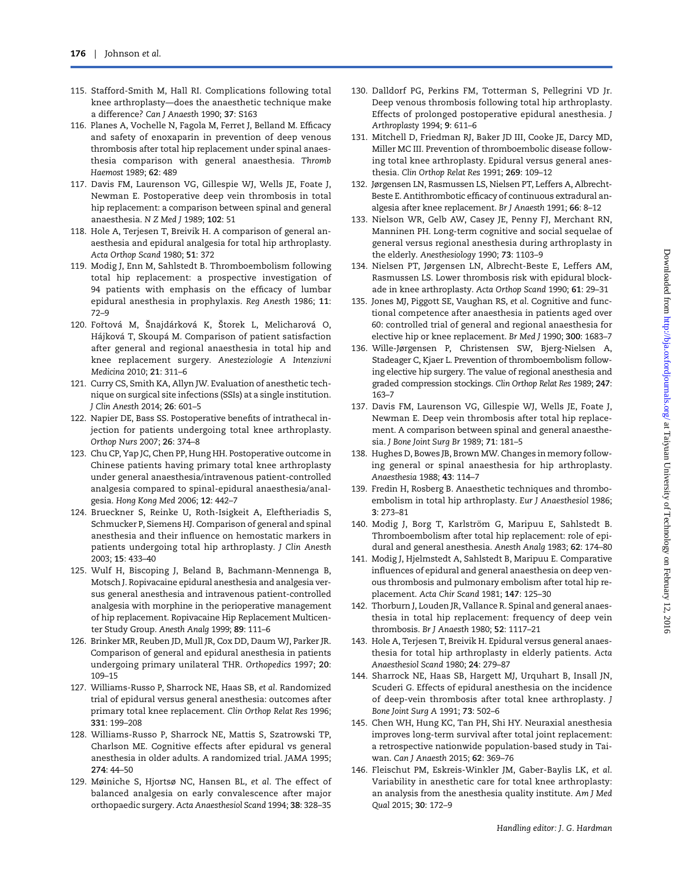115. Stafford-Smith M, Hall RI. Complications following total knee arthroplasty—does the anaesthetic technique make a difference? *Can J Anaesth* 1990; **37**: S163
116. Planes A, Vochelle N, Fagola M, Ferret J, Belland M. Efficacy and safety of enoxaparin in prevention of deep venous thrombosis after total hip replacement under spinal anaesthesia comparison with general anaesthesia. *Thromb Haemost* 1989; **62**: 489
117. Davis FM, Laurenson VG, Gillespie WJ, Wells JE, Foate J, Newman E. Postoperative deep vein thrombosis in total hip replacement: a comparison between spinal and general anaesthesia. *N Z Med J* 1989; **102**: 51
118. Hole A, Terjesen T, Breivik H. A comparison of general anaesthesia and epidural analgesia for total hip arthroplasty. *Acta Orthop Scand* 1980; **51**: 372
119. Modig J, Enn M, Sahlstedt B. Thromboembolism following total hip replacement: a prospective investigation of 94 patients with emphasis on the efficacy of lumbar epidural anesthesia in prophylaxis. *Reg Anesth* 1986; **11**: 72–9
120. Fořtová M, Šnajdárková K, Štorek L, Melicharová O, Hájková T, Skoupá M. Comparison of patient satisfaction after general and regional anaesthesia in total hip and knee replacement surgery. *Anesteziologie A Intenzivni Medicina* 2010; **21**: 311–6
121. Curry CS, Smith KA, Allyn JW. Evaluation of anesthetic technique on surgical site infections (SSIs) at a single institution. *J Clin Anesth* 2014; **26**: 601–5
122. Napier DE, Bass SS. Postoperative benefits of intrathecal injection for patients undergoing total knee arthroplasty. *Orthop Nurs* 2007; **26**: 374–8
123. Chu CP, Yap JC, Chen PP, Hung HH. Postoperative outcome in Chinese patients having primary total knee arthroplasty under general anaesthesia/intravenous patient-controlled analgesia compared to spinal-epidural anaesthesia/analgesia. *Hong Kong Med* 2006; **12**: 442–7
124. Brueckner S, Reinke U, Roth-Isigkeit A, Eleftheriadis S, Schmucker P, Siemens HJ. Comparison of general and spinal anesthesia and their influence on hemostatic markers in patients undergoing total hip arthroplasty. *J Clin Anesth* 2003; **15**: 433–40
125. Wulf H, Biscoping J, Beland B, Bachmann-Mennenga B, Motsch J. Ropivacaine epidural anesthesia and analgesia versus general anesthesia and intravenous patient-controlled analgesia with morphine in the perioperative management of hip replacement. Ropivacaine Hip Replacement Multicenter Study Group. *Anesth Analg* 1999; **89**: 111–6
126. Brinker MR, Reuben JD, Mull JR, Cox DD, Daum WJ, Parker JR. Comparison of general and epidural anesthesia in patients undergoing primary unilateral THR. *Orthopedics* 1997; **20**: 109–15
127. Williams-Russo P, Sharrock NE, Haas SB, *et al*. Randomized trial of epidural versus general anesthesia: outcomes after primary total knee replacement. *Clin Orthop Relat Res* 1996; **331**: 199–208
128. Williams-Russo P, Sharrock NE, Mattis S, Szatrowski TP, Charlson ME. Cognitive effects after epidural vs general anesthesia in older adults. A randomized trial. *JAMA* 1995; **274**: 44–50
129. Møiniche S, Hjortsø NC, Hansen BL, *et al*. The effect of balanced analgesia on early convalescence after major orthopaedic surgery. *Acta Anaesthesiol Scand* 1994; **38**: 328–35
130. Dalldorf PG, Perkins FM, Totterman S, Pellegrini VD Jr. Deep venous thrombosis following total hip arthroplasty. Effects of prolonged postoperative epidural anesthesia. *J Arthroplasty* 1994; **9**: 611–6
131. Mitchell D, Friedman RJ, Baker JD III, Cooke JE, Darcy MD, Miller MC III. Prevention of thromboembolic disease following total knee arthroplasty. Epidural versus general anesthesia. *Clin Orthop Relat Res* 1991; **269**: 109–12
132. Jørgensen LN, Rasmussen LS, Nielsen PT, Leffers A, Albrecht-Beste E. Antithrombotic efficacy of continuous extradural analgesia after knee replacement. *Br J Anaesth* 1991; **66**: 8–12
133. Nielson WR, Gelb AW, Casey JE, Penny FJ, Merchant RN, Manninen PH. Long-term cognitive and social sequelae of general versus regional anesthesia during arthroplasty in the elderly. *Anesthesiology* 1990; **73**: 1103–9
134. Nielsen PT, Jørgensen LN, Albrecht-Beste E, Leffers AM, Rasmussen LS. Lower thrombosis risk with epidural blockade in knee arthroplasty. *Acta Orthop Scand* 1990; **61**: 29–31
135. Jones MJ, Piggott SE, Vaughan RS, *et al*. Cognitive and functional competence after anaesthesia in patients aged over 60: controlled trial of general and regional anaesthesia for elective hip or knee replacement. *Br Med J* 1990; **300**: 1683–7
136. Wille-Jørgensen P, Christensen SW, Bjerg-Nielsen A, Stadeager C, Kjaer L. Prevention of thromboembolism following elective hip surgery. The value of regional anesthesia and graded compression stockings. *Clin Orthop Relat Res* 1989; **247**: 163–7
137. Davis FM, Laurenson VG, Gillespie WJ, Wells JE, Foate J, Newman E. Deep vein thrombosis after total hip replacement. A comparison between spinal and general anaesthesia. *J Bone Joint Surg Br* 1989; **71**: 181–5
138. Hughes D, Bowes JB, Brown MW. Changes in memory following general or spinal anaesthesia for hip arthroplasty. *Anaesthesia* 1988; **43**: 114–7
139. Fredin H, Rosberg B. Anaesthetic techniques and thromboembolism in total hip arthroplasty. *Eur J Anaesthesiol* 1986; **3**: 273–81
140. Modig J, Borg T, Karlström G, Maripuu E, Sahlstedt B. Thromboembolism after total hip replacement: role of epidural and general anesthesia. *Anesth Analg* 1983; **62**: 174–80
141. Modig J, Hjelmstedt A, Sahlstedt B, Maripuu E. Comparative influences of epidural and general anaesthesia on deep venous thrombosis and pulmonary embolism after total hip replacement. *Acta Chir Scand* 1981; **147**: 125–30
142. Thorburn J, Louden JR, Vallance R. Spinal and general anaesthesia in total hip replacement: frequency of deep vein thrombosis. *Br J Anaesth* 1980; **52**: 1117–21
143. Hole A, Terjesen T, Breivik H. Epidural versus general anaesthesia for total hip arthroplasty in elderly patients. *Acta Anaesthesiol Scand* 1980; **24**: 279–87
144. Sharrock NE, Haas SB, Hargett MJ, Urquhart B, Insall JN, Scuderi G. Effects of epidural anesthesia on the incidence of deep-vein thrombosis after total knee arthroplasty. *J Bone Joint Surg A* 1991; **73**: 502–6
145. Chen WH, Hung KC, Tan PH, Shi HY. Neuraxial anesthesia improves long-term survival after total joint replacement: a retrospective nationwide population-based study in Taiwan. *Can J Anaesth* 2015; **62**: 369–76
146. Fleischut PM, Eskreis-Winkler JM, Gaber-Baylis LK, *et al*. Variability in anesthetic care for total knee arthroplasty: an analysis from the anesthesia quality institute. *Am J Med Qual* 2015; **30**: 172–9

*Handling editor: J. G. Hardman*